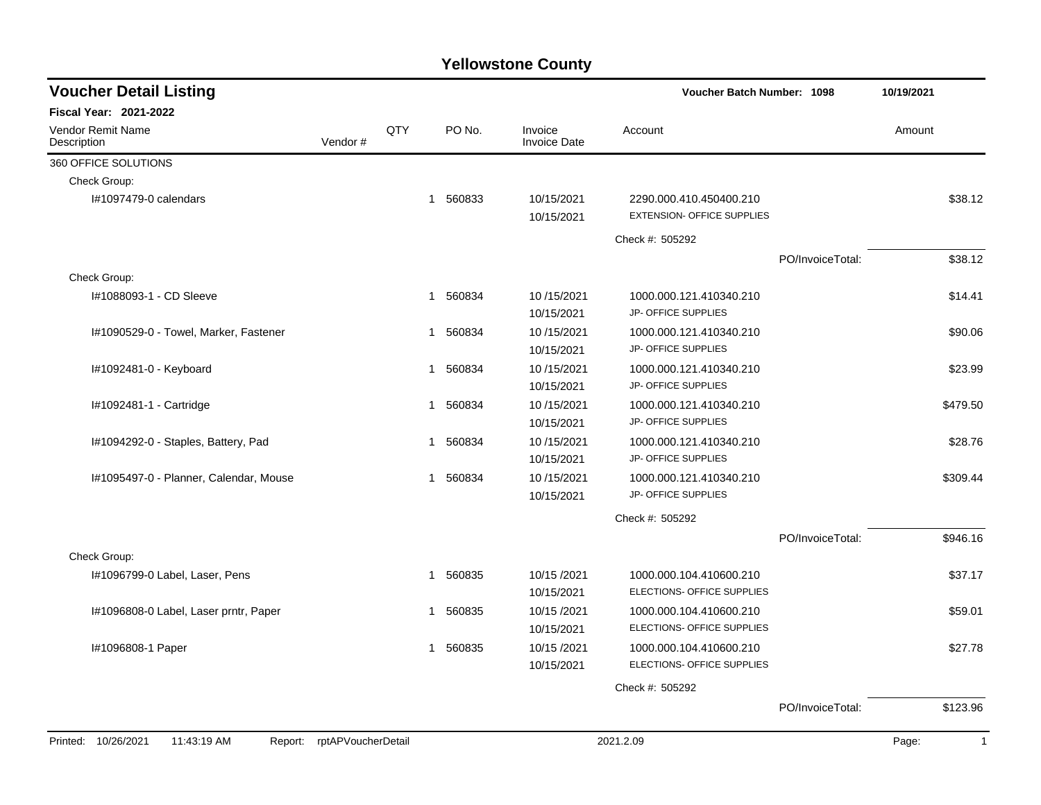# Yellowstone County

## Voucher Detail Listing

**Voucher Batch Number: 1098** | **10/19/2021**

**Fiscal Year: 2021-2022**

| Vendor Remit Name / Description | Vendor # | QTY | PO No. | Invoice / Invoice Date | Account | Amount |
|---|---|---|---|---|---|---|
| 360 OFFICE SOLUTIONS | | | | | | |
| Check Group: | | | | | | |
| I#1097479-0 calendars | | 1 | 560833 | 10/15/2021<br>10/15/2021 | 2290.000.410.450400.210<br>EXTENSION- OFFICE SUPPLIES | $38.12 |
| | | | | | Check #: 505292 | |
| | | | | | PO/InvoiceTotal: | $38.12 |
| Check Group: | | | | | | |
| I#1088093-1 - CD Sleeve | | 1 | 560834 | 10 /15/2021<br>10/15/2021 | 1000.000.121.410340.210<br>JP- OFFICE SUPPLIES | $14.41 |
| I#1090529-0 - Towel, Marker, Fastener | | 1 | 560834 | 10 /15/2021<br>10/15/2021 | 1000.000.121.410340.210<br>JP- OFFICE SUPPLIES | $90.06 |
| I#1092481-0 - Keyboard | | 1 | 560834 | 10 /15/2021<br>10/15/2021 | 1000.000.121.410340.210<br>JP- OFFICE SUPPLIES | $23.99 |
| I#1092481-1 - Cartridge | | 1 | 560834 | 10 /15/2021<br>10/15/2021 | 1000.000.121.410340.210<br>JP- OFFICE SUPPLIES | $479.50 |
| I#1094292-0 - Staples, Battery, Pad | | 1 | 560834 | 10 /15/2021<br>10/15/2021 | 1000.000.121.410340.210<br>JP- OFFICE SUPPLIES | $28.76 |
| I#1095497-0 - Planner, Calendar, Mouse | | 1 | 560834 | 10 /15/2021<br>10/15/2021 | 1000.000.121.410340.210<br>JP- OFFICE SUPPLIES | $309.44 |
| | | | | | Check #: 505292 | |
| | | | | | PO/InvoiceTotal: | $946.16 |
| Check Group: | | | | | | |
| I#1096799-0 Label, Laser, Pens | | 1 | 560835 | 10/15 /2021<br>10/15/2021 | 1000.000.104.410600.210<br>ELECTIONS- OFFICE SUPPLIES | $37.17 |
| I#1096808-0 Label, Laser prntr, Paper | | 1 | 560835 | 10/15 /2021<br>10/15/2021 | 1000.000.104.410600.210<br>ELECTIONS- OFFICE SUPPLIES | $59.01 |
| I#1096808-1 Paper | | 1 | 560835 | 10/15 /2021<br>10/15/2021 | 1000.000.104.410600.210<br>ELECTIONS- OFFICE SUPPLIES | $27.78 |
| | | | | | Check #: 505292 | |
| | | | | | PO/InvoiceTotal: | $123.96 |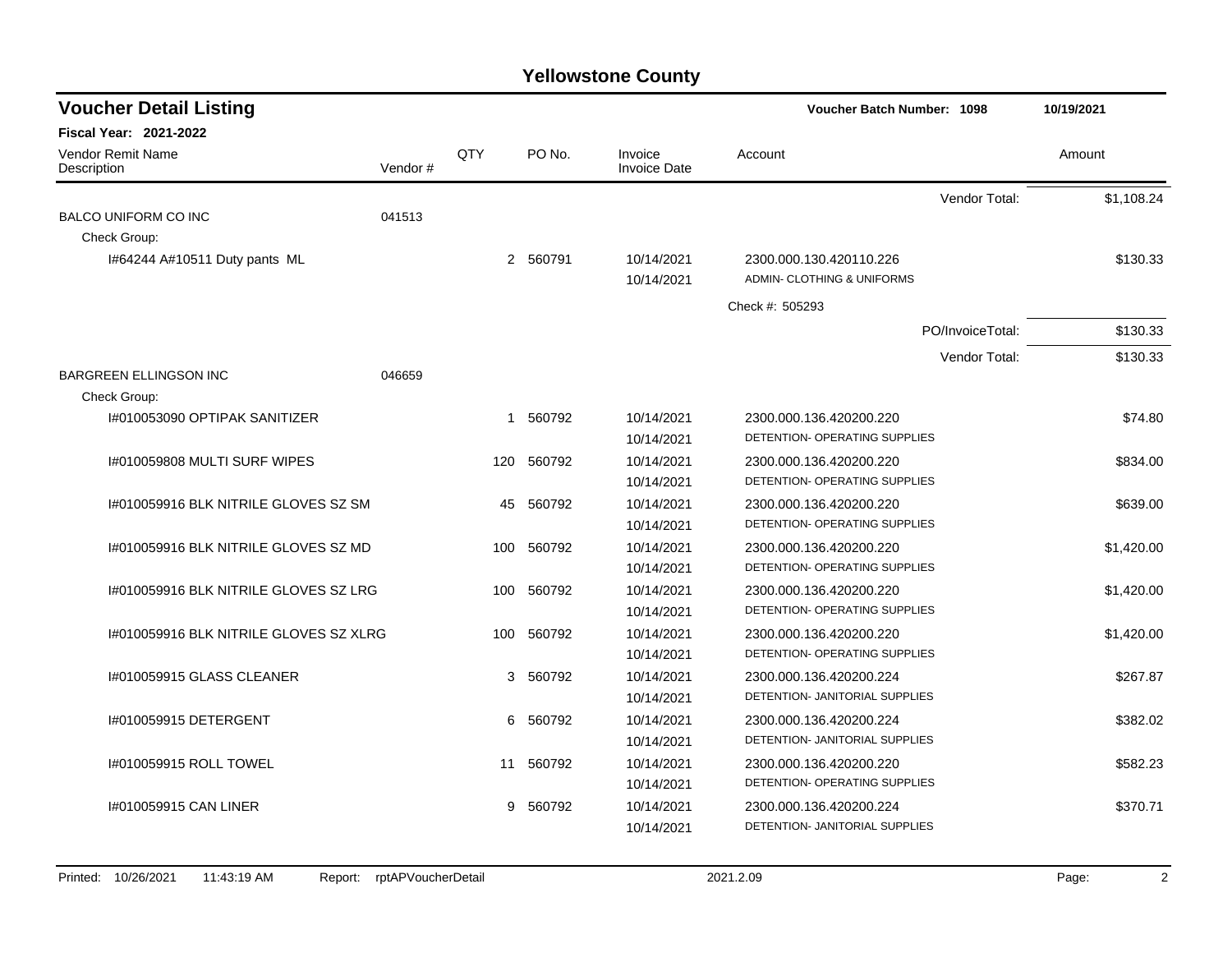# Yellowstone County

## Voucher Detail Listing

**Voucher Batch Number: 1098** — 10/19/2021

**Fiscal Year: 2021-2022**

| Vendor Remit Name / Description | Vendor # | QTY | PO No. | Invoice / Invoice Date | Account | Amount |
|---|---|---|---|---|---|---|
| | | | | | Vendor Total: | $1,108.24 |
| BALCO UNIFORM CO INC | 041513 | | | | | |
| Check Group: | | | | | | |
| I#64244 A#10511 Duty pants ML | | 2 | 560791 | 10/14/2021<br>10/14/2021 | 2300.000.130.420110.226<br>ADMIN- CLOTHING & UNIFORMS | $130.33 |
| | | | | | Check #: 505293 | |
| | | | | | PO/InvoiceTotal: | $130.33 |
| | | | | | Vendor Total: | $130.33 |
| BARGREEN ELLINGSON INC | 046659 | | | | | |
| Check Group: | | | | | | |
| I#010053090 OPTIPAK SANITIZER | | 1 | 560792 | 10/14/2021<br>10/14/2021 | 2300.000.136.420200.220<br>DETENTION- OPERATING SUPPLIES | $74.80 |
| I#010059808 MULTI SURF WIPES | | 120 | 560792 | 10/14/2021<br>10/14/2021 | 2300.000.136.420200.220<br>DETENTION- OPERATING SUPPLIES | $834.00 |
| I#010059916 BLK NITRILE GLOVES SZ SM | | 45 | 560792 | 10/14/2021<br>10/14/2021 | 2300.000.136.420200.220<br>DETENTION- OPERATING SUPPLIES | $639.00 |
| I#010059916 BLK NITRILE GLOVES SZ MD | | 100 | 560792 | 10/14/2021<br>10/14/2021 | 2300.000.136.420200.220<br>DETENTION- OPERATING SUPPLIES | $1,420.00 |
| I#010059916 BLK NITRILE GLOVES SZ LRG | | 100 | 560792 | 10/14/2021<br>10/14/2021 | 2300.000.136.420200.220<br>DETENTION- OPERATING SUPPLIES | $1,420.00 |
| I#010059916 BLK NITRILE GLOVES SZ XLRG | | 100 | 560792 | 10/14/2021<br>10/14/2021 | 2300.000.136.420200.220<br>DETENTION- OPERATING SUPPLIES | $1,420.00 |
| I#010059915 GLASS CLEANER | | 3 | 560792 | 10/14/2021<br>10/14/2021 | 2300.000.136.420200.224<br>DETENTION- JANITORIAL SUPPLIES | $267.87 |
| I#010059915 DETERGENT | | 6 | 560792 | 10/14/2021<br>10/14/2021 | 2300.000.136.420200.224<br>DETENTION- JANITORIAL SUPPLIES | $382.02 |
| I#010059915 ROLL TOWEL | | 11 | 560792 | 10/14/2021<br>10/14/2021 | 2300.000.136.420200.220<br>DETENTION- OPERATING SUPPLIES | $582.23 |
| I#010059915 CAN LINER | | 9 | 560792 | 10/14/2021<br>10/14/2021 | 2300.000.136.420200.224<br>DETENTION- JANITORIAL SUPPLIES | $370.71 |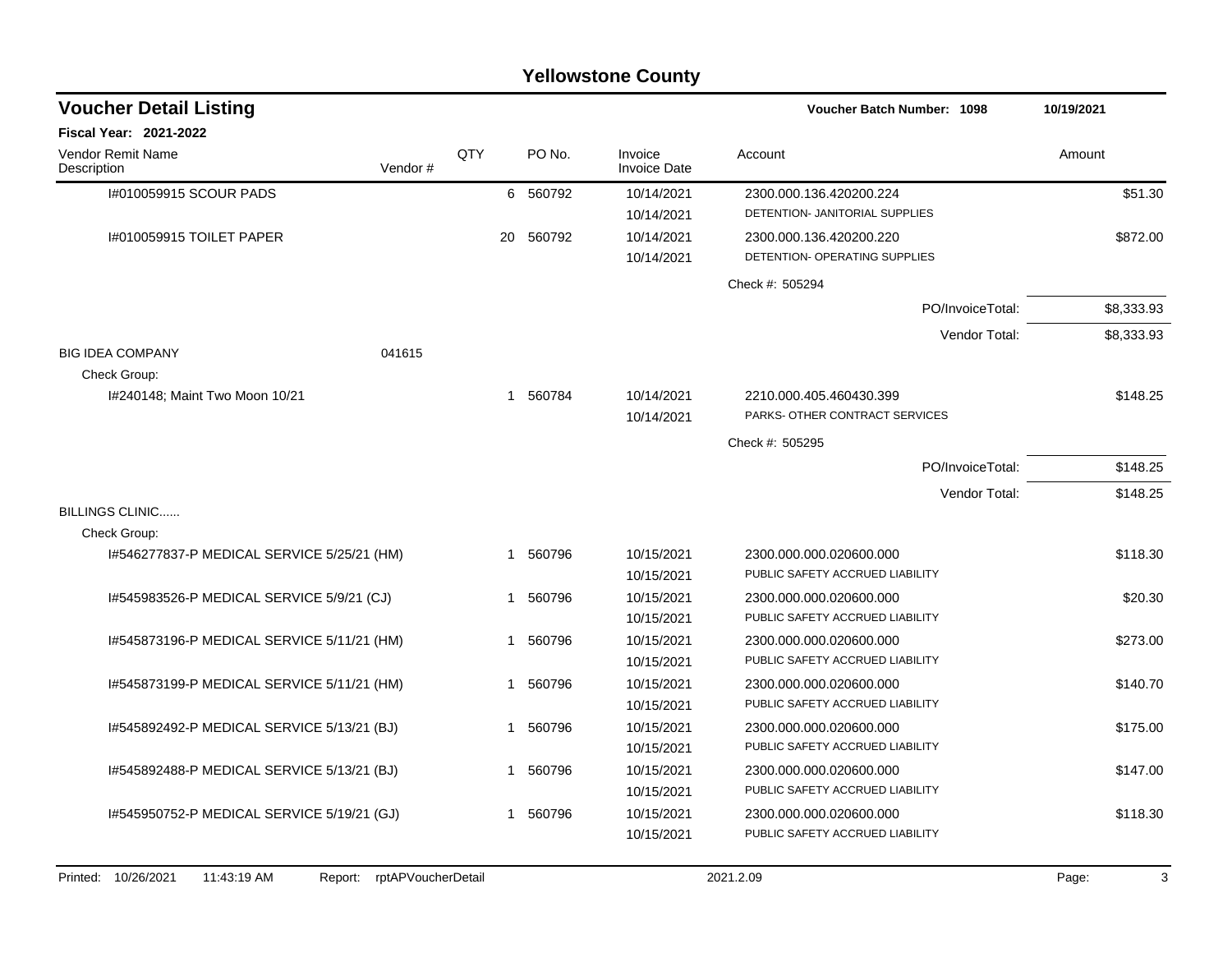# Yellowstone County

## Voucher Detail Listing

**Voucher Batch Number: 1098** 10/19/2021

**Fiscal Year: 2021-2022**

| Vendor Remit Name / Description | Vendor # | QTY | PO No. | Invoice / Invoice Date | Account | Amount |
|---|---|---|---|---|---|---|
| I#010059915 SCOUR PADS | | 6 | 560792 | 10/14/2021 | 2300.000.136.420200.224 | $51.30 |
| | | | | 10/14/2021 | DETENTION- JANITORIAL SUPPLIES | |
| I#010059915 TOILET PAPER | | 20 | 560792 | 10/14/2021 | 2300.000.136.420200.220 | $872.00 |
| | | | | 10/14/2021 | DETENTION- OPERATING SUPPLIES | |
| | | | | | Check #: 505294 | |
| | | | | | PO/InvoiceTotal: | $8,333.93 |
| | | | | | Vendor Total: | $8,333.93 |
| BIG IDEA COMPANY | 041615 | | | | | |
| Check Group: | | | | | | |
| I#240148; Maint Two Moon 10/21 | | 1 | 560784 | 10/14/2021 | 2210.000.405.460430.399 | $148.25 |
| | | | | 10/14/2021 | PARKS- OTHER CONTRACT SERVICES | |
| | | | | | Check #: 505295 | |
| | | | | | PO/InvoiceTotal: | $148.25 |
| | | | | | Vendor Total: | $148.25 |
| BILLINGS CLINIC...... | | | | | | |
| Check Group: | | | | | | |
| I#546277837-P MEDICAL SERVICE 5/25/21 (HM) | | 1 | 560796 | 10/15/2021 | 2300.000.000.020600.000 | $118.30 |
| | | | | 10/15/2021 | PUBLIC SAFETY ACCRUED LIABILITY | |
| I#545983526-P MEDICAL SERVICE 5/9/21 (CJ) | | 1 | 560796 | 10/15/2021 | 2300.000.000.020600.000 | $20.30 |
| | | | | 10/15/2021 | PUBLIC SAFETY ACCRUED LIABILITY | |
| I#545873196-P MEDICAL SERVICE 5/11/21 (HM) | | 1 | 560796 | 10/15/2021 | 2300.000.000.020600.000 | $273.00 |
| | | | | 10/15/2021 | PUBLIC SAFETY ACCRUED LIABILITY | |
| I#545873199-P MEDICAL SERVICE 5/11/21 (HM) | | 1 | 560796 | 10/15/2021 | 2300.000.000.020600.000 | $140.70 |
| | | | | 10/15/2021 | PUBLIC SAFETY ACCRUED LIABILITY | |
| I#545892492-P MEDICAL SERVICE 5/13/21 (BJ) | | 1 | 560796 | 10/15/2021 | 2300.000.000.020600.000 | $175.00 |
| | | | | 10/15/2021 | PUBLIC SAFETY ACCRUED LIABILITY | |
| I#545892488-P MEDICAL SERVICE 5/13/21 (BJ) | | 1 | 560796 | 10/15/2021 | 2300.000.000.020600.000 | $147.00 |
| | | | | 10/15/2021 | PUBLIC SAFETY ACCRUED LIABILITY | |
| I#545950752-P MEDICAL SERVICE 5/19/21 (GJ) | | 1 | 560796 | 10/15/2021 | 2300.000.000.020600.000 | $118.30 |
| | | | | 10/15/2021 | PUBLIC SAFETY ACCRUED LIABILITY | |

Printed: 10/26/2021 11:43:19 AM Report: rptAPVoucherDetail 2021.2.09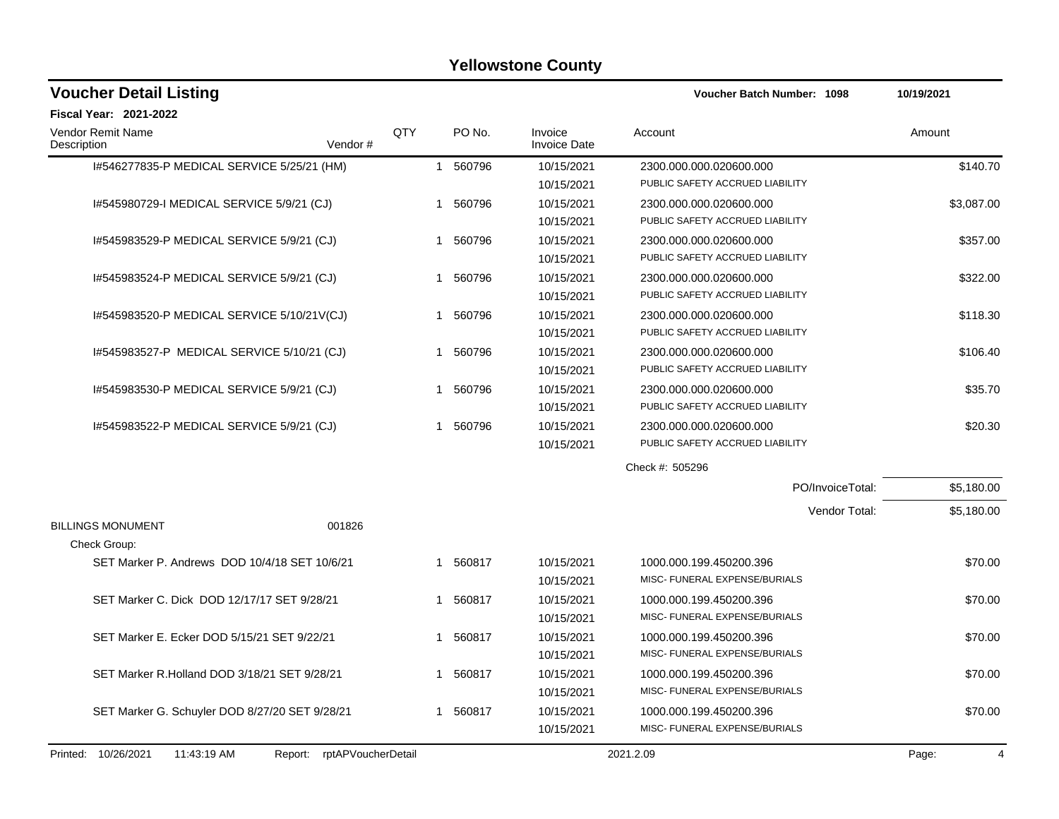# Yellowstone County

## Voucher Detail Listing

**Voucher Batch Number: 1098** 10/19/2021

**Fiscal Year: 2021-2022**

| Vendor Remit Name / Description | Vendor # | QTY | PO No. | Invoice / Invoice Date | Account | Amount |
|---|---|---|---|---|---|---|
| I#546277835-P MEDICAL SERVICE 5/25/21 (HM) | | 1 | 560796 | 10/15/2021 / 10/15/2021 | 2300.000.000.020600.000 PUBLIC SAFETY ACCRUED LIABILITY | $140.70 |
| I#545980729-I MEDICAL SERVICE 5/9/21 (CJ) | | 1 | 560796 | 10/15/2021 / 10/15/2021 | 2300.000.000.020600.000 PUBLIC SAFETY ACCRUED LIABILITY | $3,087.00 |
| I#545983529-P MEDICAL SERVICE 5/9/21 (CJ) | | 1 | 560796 | 10/15/2021 / 10/15/2021 | 2300.000.000.020600.000 PUBLIC SAFETY ACCRUED LIABILITY | $357.00 |
| I#545983524-P MEDICAL SERVICE 5/9/21 (CJ) | | 1 | 560796 | 10/15/2021 / 10/15/2021 | 2300.000.000.020600.000 PUBLIC SAFETY ACCRUED LIABILITY | $322.00 |
| I#545983520-P MEDICAL SERVICE 5/10/21V(CJ) | | 1 | 560796 | 10/15/2021 / 10/15/2021 | 2300.000.000.020600.000 PUBLIC SAFETY ACCRUED LIABILITY | $118.30 |
| I#545983527-P MEDICAL SERVICE 5/10/21 (CJ) | | 1 | 560796 | 10/15/2021 / 10/15/2021 | 2300.000.000.020600.000 PUBLIC SAFETY ACCRUED LIABILITY | $106.40 |
| I#545983530-P MEDICAL SERVICE 5/9/21 (CJ) | | 1 | 560796 | 10/15/2021 / 10/15/2021 | 2300.000.000.020600.000 PUBLIC SAFETY ACCRUED LIABILITY | $35.70 |
| I#545983522-P MEDICAL SERVICE 5/9/21 (CJ) | | 1 | 560796 | 10/15/2021 / 10/15/2021 | 2300.000.000.020600.000 PUBLIC SAFETY ACCRUED LIABILITY | $20.30 |
| | | | | | Check #: 505296 | |
| | | | | | PO/InvoiceTotal: | $5,180.00 |
| | | | | | Vendor Total: | $5,180.00 |
| BILLINGS MONUMENT | 001826 | | | | | |
| Check Group: | | | | | | |
| SET Marker P. Andrews DOD 10/4/18 SET 10/6/21 | | 1 | 560817 | 10/15/2021 / 10/15/2021 | 1000.000.199.450200.396 MISC- FUNERAL EXPENSE/BURIALS | $70.00 |
| SET Marker C. Dick DOD 12/17/17 SET 9/28/21 | | 1 | 560817 | 10/15/2021 / 10/15/2021 | 1000.000.199.450200.396 MISC- FUNERAL EXPENSE/BURIALS | $70.00 |
| SET Marker E. Ecker DOD 5/15/21 SET 9/22/21 | | 1 | 560817 | 10/15/2021 / 10/15/2021 | 1000.000.199.450200.396 MISC- FUNERAL EXPENSE/BURIALS | $70.00 |
| SET Marker R.Holland DOD 3/18/21 SET 9/28/21 | | 1 | 560817 | 10/15/2021 / 10/15/2021 | 1000.000.199.450200.396 MISC- FUNERAL EXPENSE/BURIALS | $70.00 |
| SET Marker G. Schuyler DOD 8/27/20 SET 9/28/21 | | 1 | 560817 | 10/15/2021 / 10/15/2021 | 1000.000.199.450200.396 MISC- FUNERAL EXPENSE/BURIALS | $70.00 |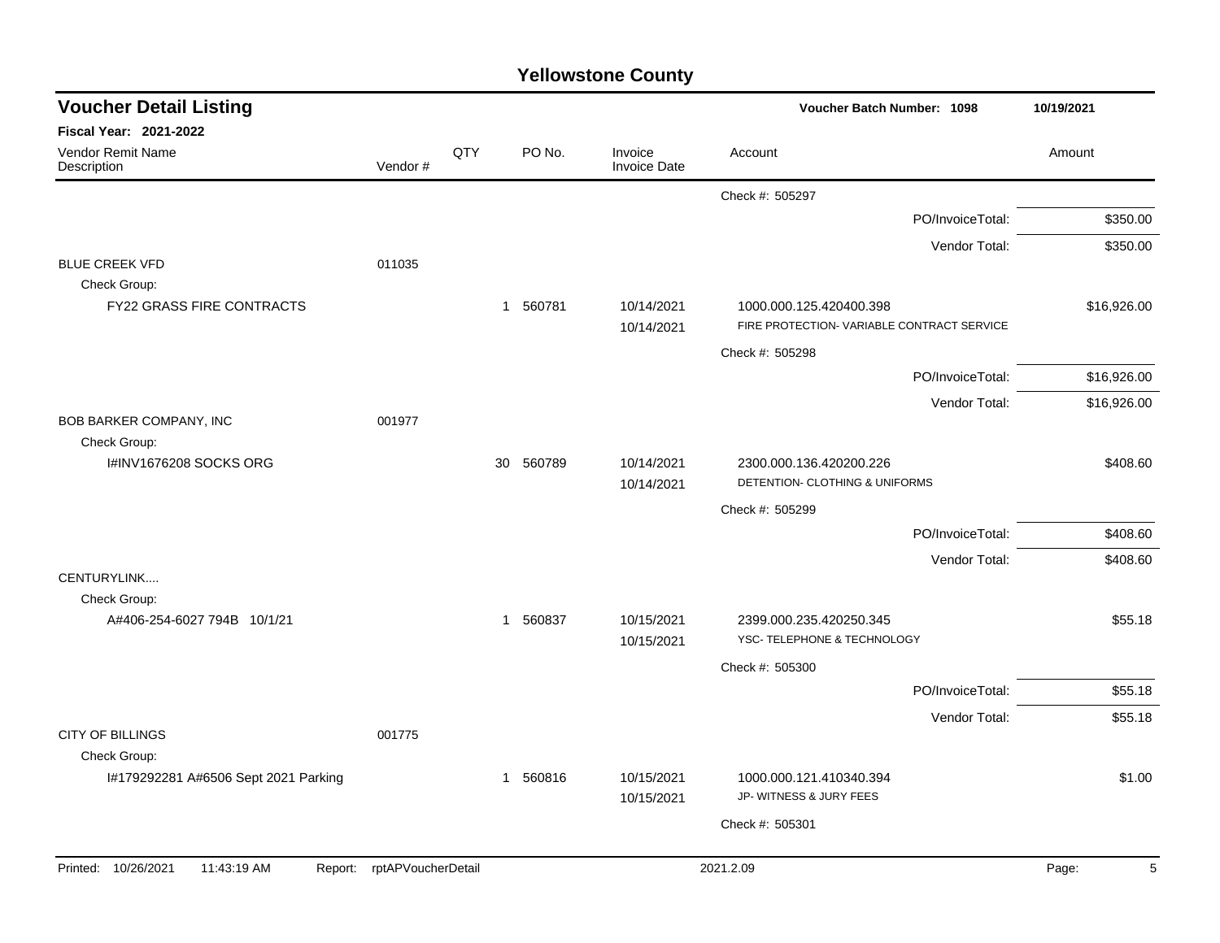# Yellowstone County

## Voucher Detail Listing

**Voucher Batch Number: 1098** | 10/19/2021

**Fiscal Year: 2021-2022**

| Vendor Remit Name / Description | Vendor # | QTY | PO No. | Invoice / Invoice Date | Account | Amount |
|---|---|---|---|---|---|---|
| | | | | | Check #: 505297 | |
| | | | | | PO/InvoiceTotal: | $350.00 |
| | | | | | Vendor Total: | $350.00 |
| BLUE CREEK VFD | 011035 | | | | | |
| Check Group: | | | | | | |
| FY22 GRASS FIRE CONTRACTS | | 1 | 560781 | 10/14/2021<br>10/14/2021 | 1000.000.125.420400.398<br>FIRE PROTECTION- VARIABLE CONTRACT SERVICE | $16,926.00 |
| | | | | | Check #: 505298 | |
| | | | | | PO/InvoiceTotal: | $16,926.00 |
| | | | | | Vendor Total: | $16,926.00 |
| BOB BARKER COMPANY, INC | 001977 | | | | | |
| Check Group: | | | | | | |
| I#INV1676208 SOCKS ORG | | 30 | 560789 | 10/14/2021<br>10/14/2021 | 2300.000.136.420200.226<br>DETENTION- CLOTHING & UNIFORMS | $408.60 |
| | | | | | Check #: 505299 | |
| | | | | | PO/InvoiceTotal: | $408.60 |
| | | | | | Vendor Total: | $408.60 |
| CENTURYLINK.... | | | | | | |
| Check Group: | | | | | | |
| A#406-254-6027 794B 10/1/21 | | 1 | 560837 | 10/15/2021<br>10/15/2021 | 2399.000.235.420250.345<br>YSC- TELEPHONE & TECHNOLOGY | $55.18 |
| | | | | | Check #: 505300 | |
| | | | | | PO/InvoiceTotal: | $55.18 |
| | | | | | Vendor Total: | $55.18 |
| CITY OF BILLINGS | 001775 | | | | | |
| Check Group: | | | | | | |
| I#179292281 A#6506 Sept 2021 Parking | | 1 | 560816 | 10/15/2021<br>10/15/2021 | 1000.000.121.410340.394<br>JP- WITNESS & JURY FEES | $1.00 |
| | | | | | Check #: 505301 | |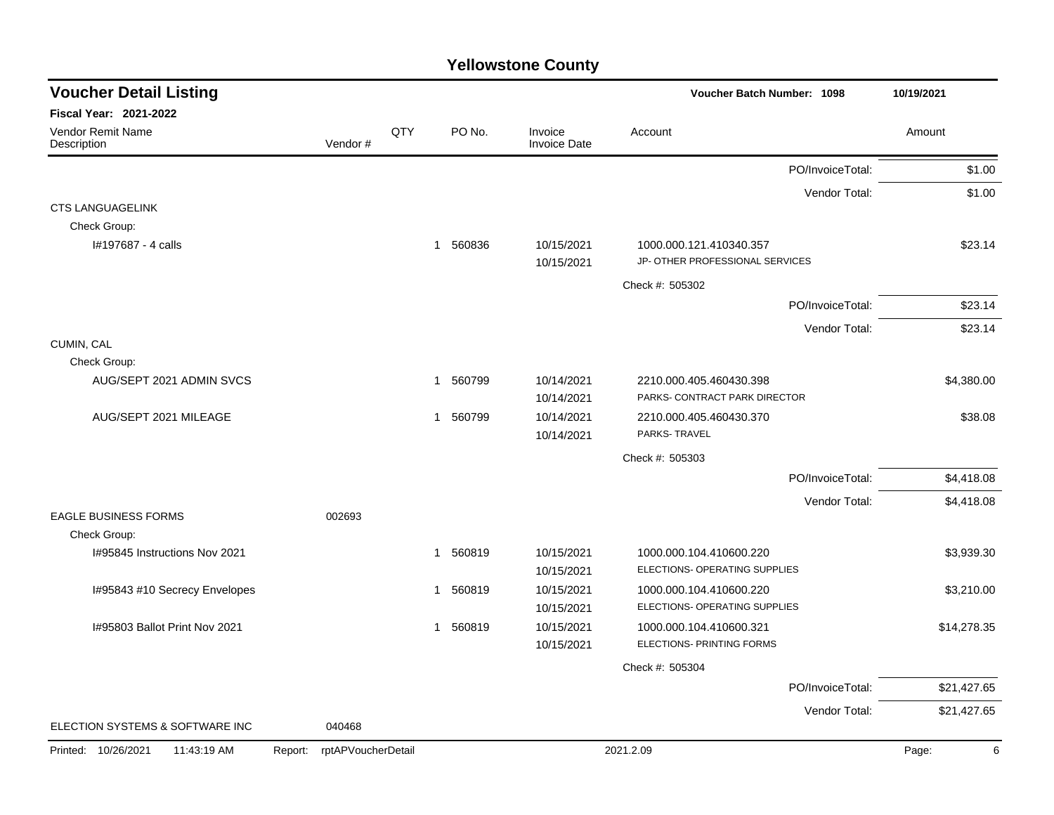# Yellowstone County

## Voucher Detail Listing

**Voucher Batch Number: 1098** — 10/19/2021

**Fiscal Year: 2021-2022**

| Vendor Remit Name / Description | Vendor # | QTY | PO No. | Invoice / Invoice Date | Account | Amount |
|---|---|---|---|---|---|---|
| | | | | | PO/InvoiceTotal: | $1.00 |
| | | | | | Vendor Total: | $1.00 |
| CTS LANGUAGELINK | | | | | | |
| Check Group: | | | | | | |
| I#197687 - 4 calls | | 1 | 560836 | 10/15/2021<br>10/15/2021 | 1000.000.121.410340.357<br>JP- OTHER PROFESSIONAL SERVICES | $23.14 |
| | | | | | Check #: 505302 | |
| | | | | | PO/InvoiceTotal: | $23.14 |
| | | | | | Vendor Total: | $23.14 |
| CUMIN, CAL | | | | | | |
| Check Group: | | | | | | |
| AUG/SEPT 2021 ADMIN SVCS | | 1 | 560799 | 10/14/2021<br>10/14/2021 | 2210.000.405.460430.398<br>PARKS- CONTRACT PARK DIRECTOR | $4,380.00 |
| AUG/SEPT 2021 MILEAGE | | 1 | 560799 | 10/14/2021<br>10/14/2021 | 2210.000.405.460430.370<br>PARKS- TRAVEL | $38.08 |
| | | | | | Check #: 505303 | |
| | | | | | PO/InvoiceTotal: | $4,418.08 |
| | | | | | Vendor Total: | $4,418.08 |
| EAGLE BUSINESS FORMS | 002693 | | | | | |
| Check Group: | | | | | | |
| I#95845 Instructions Nov 2021 | | 1 | 560819 | 10/15/2021<br>10/15/2021 | 1000.000.104.410600.220<br>ELECTIONS- OPERATING SUPPLIES | $3,939.30 |
| I#95843 #10 Secrecy Envelopes | | 1 | 560819 | 10/15/2021<br>10/15/2021 | 1000.000.104.410600.220<br>ELECTIONS- OPERATING SUPPLIES | $3,210.00 |
| I#95803 Ballot Print Nov 2021 | | 1 | 560819 | 10/15/2021<br>10/15/2021 | 1000.000.104.410600.321<br>ELECTIONS- PRINTING FORMS | $14,278.35 |
| | | | | | Check #: 505304 | |
| | | | | | PO/InvoiceTotal: | $21,427.65 |
| | | | | | Vendor Total: | $21,427.65 |
| ELECTION SYSTEMS & SOFTWARE INC | 040468 | | | | | |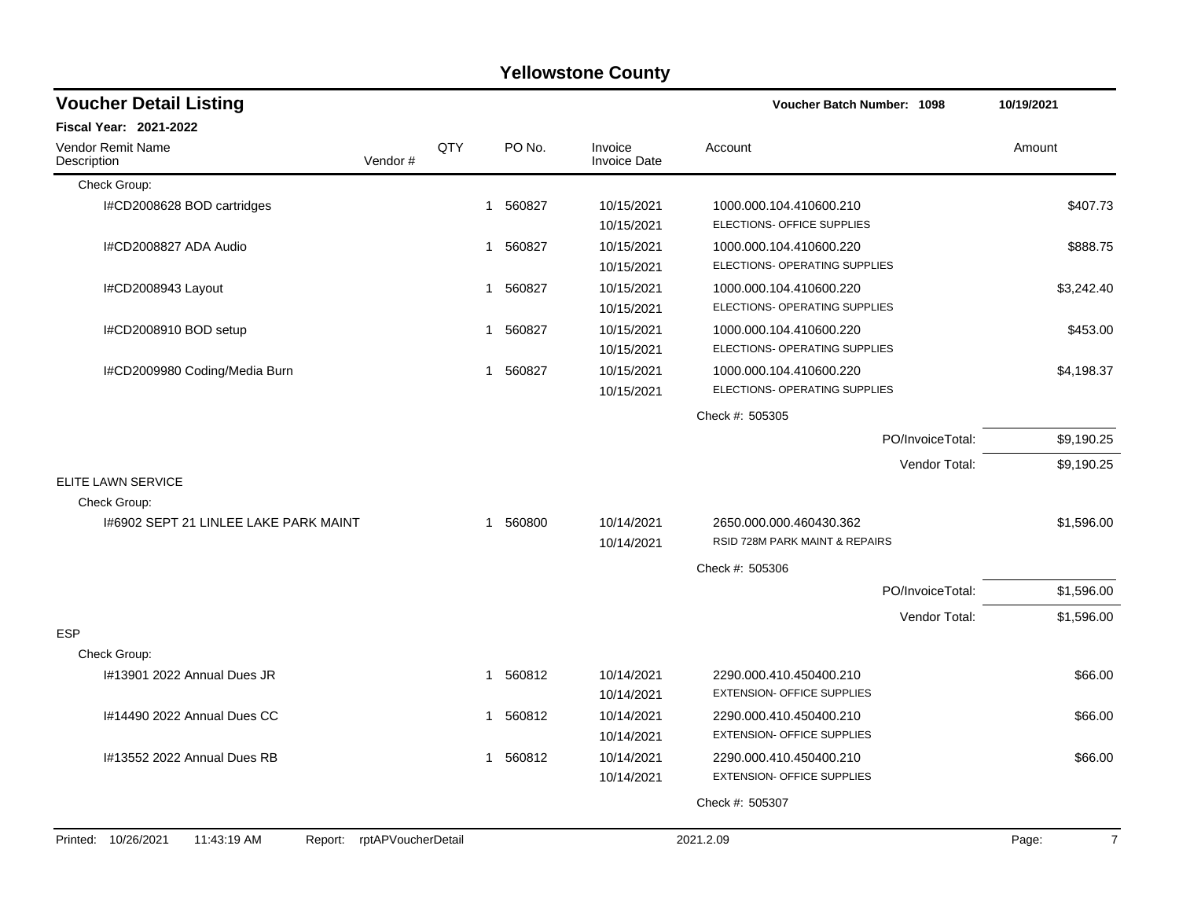## Yellowstone County

### Voucher Detail Listing

**Voucher Batch Number: 1098** — 10/19/2021

**Fiscal Year: 2021-2022**

| Vendor Remit Name / Description | Vendor # | QTY | PO No. | Invoice / Invoice Date | Account | Amount |
|---|---|---|---|---|---|---|
| Check Group: | | | | | | |
| I#CD2008628 BOD cartridges | | 1 | 560827 | 10/15/2021<br>10/15/2021 | 1000.000.104.410600.210<br>ELECTIONS- OFFICE SUPPLIES | $407.73 |
| I#CD2008827 ADA Audio | | 1 | 560827 | 10/15/2021<br>10/15/2021 | 1000.000.104.410600.220<br>ELECTIONS- OPERATING SUPPLIES | $888.75 |
| I#CD2008943 Layout | | 1 | 560827 | 10/15/2021<br>10/15/2021 | 1000.000.104.410600.220<br>ELECTIONS- OPERATING SUPPLIES | $3,242.40 |
| I#CD2008910 BOD setup | | 1 | 560827 | 10/15/2021<br>10/15/2021 | 1000.000.104.410600.220<br>ELECTIONS- OPERATING SUPPLIES | $453.00 |
| I#CD2009980 Coding/Media Burn | | 1 | 560827 | 10/15/2021<br>10/15/2021 | 1000.000.104.410600.220<br>ELECTIONS- OPERATING SUPPLIES | $4,198.37 |
| | | | | | Check #: 505305 | |
| | | | | | PO/InvoiceTotal: | $9,190.25 |
| | | | | | Vendor Total: | $9,190.25 |
| ELITE LAWN SERVICE | | | | | | |
| Check Group: | | | | | | |
| I#6902 SEPT 21 LINLEE LAKE PARK MAINT | | 1 | 560800 | 10/14/2021<br>10/14/2021 | 2650.000.000.460430.362<br>RSID 728M PARK MAINT & REPAIRS | $1,596.00 |
| | | | | | Check #: 505306 | |
| | | | | | PO/InvoiceTotal: | $1,596.00 |
| | | | | | Vendor Total: | $1,596.00 |
| ESP | | | | | | |
| Check Group: | | | | | | |
| I#13901 2022 Annual Dues JR | | 1 | 560812 | 10/14/2021<br>10/14/2021 | 2290.000.410.450400.210<br>EXTENSION- OFFICE SUPPLIES | $66.00 |
| I#14490 2022 Annual Dues CC | | 1 | 560812 | 10/14/2021<br>10/14/2021 | 2290.000.410.450400.210<br>EXTENSION- OFFICE SUPPLIES | $66.00 |
| I#13552 2022 Annual Dues RB | | 1 | 560812 | 10/14/2021<br>10/14/2021 | 2290.000.410.450400.210<br>EXTENSION- OFFICE SUPPLIES | $66.00 |
| | | | | | Check #: 505307 | |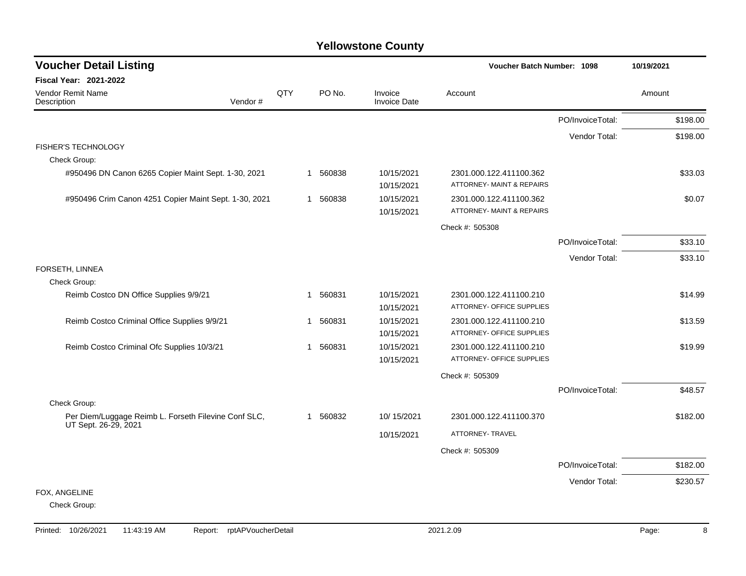# Yellowstone County

## Voucher Detail Listing

Voucher Batch Number: 1098 — 10/19/2021

**Fiscal Year: 2021-2022**

| Vendor Remit Name / Description | Vendor # | QTY | PO No. | Invoice / Invoice Date | Account | | Amount |
|---|---|---|---|---|---|---|---|
| | | | | | | PO/InvoiceTotal: | $198.00 |
| | | | | | | Vendor Total: | $198.00 |
| FISHER'S TECHNOLOGY | | | | | | | |
| Check Group: | | | | | | | |
| #950496 DN Canon 6265 Copier Maint Sept. 1-30, 2021 | | 1 | 560838 | 10/15/2021<br>10/15/2021 | 2301.000.122.411100.362<br>ATTORNEY- MAINT & REPAIRS | | $33.03 |
| #950496 Crim Canon 4251 Copier Maint Sept. 1-30, 2021 | | 1 | 560838 | 10/15/2021<br>10/15/2021 | 2301.000.122.411100.362<br>ATTORNEY- MAINT & REPAIRS | | $0.07 |
| | | | | | Check #: 505308 | | |
| | | | | | | PO/InvoiceTotal: | $33.10 |
| | | | | | | Vendor Total: | $33.10 |
| FORSETH, LINNEA | | | | | | | |
| Check Group: | | | | | | | |
| Reimb Costco DN Office Supplies 9/9/21 | | 1 | 560831 | 10/15/2021<br>10/15/2021 | 2301.000.122.411100.210<br>ATTORNEY- OFFICE SUPPLIES | | $14.99 |
| Reimb Costco Criminal Office Supplies 9/9/21 | | 1 | 560831 | 10/15/2021<br>10/15/2021 | 2301.000.122.411100.210<br>ATTORNEY- OFFICE SUPPLIES | | $13.59 |
| Reimb Costco Criminal Ofc Supplies 10/3/21 | | 1 | 560831 | 10/15/2021<br>10/15/2021 | 2301.000.122.411100.210<br>ATTORNEY- OFFICE SUPPLIES | | $19.99 |
| | | | | | Check #: 505309 | | |
| | | | | | | PO/InvoiceTotal: | $48.57 |
| Check Group: | | | | | | | |
| Per Diem/Luggage Reimb L. Forseth Filevine Conf SLC, UT Sept. 26-29, 2021 | | 1 | 560832 | 10/ 15/2021<br>10/15/2021 | 2301.000.122.411100.370<br>ATTORNEY- TRAVEL | | $182.00 |
| | | | | | Check #: 505309 | | |
| | | | | | | PO/InvoiceTotal: | $182.00 |
| | | | | | | Vendor Total: | $230.57 |
| FOX, ANGELINE | | | | | | | |
| Check Group: | | | | | | | |

Printed: 10/26/2021 11:43:19 AM Report: rptAPVoucherDetail 2021.2.09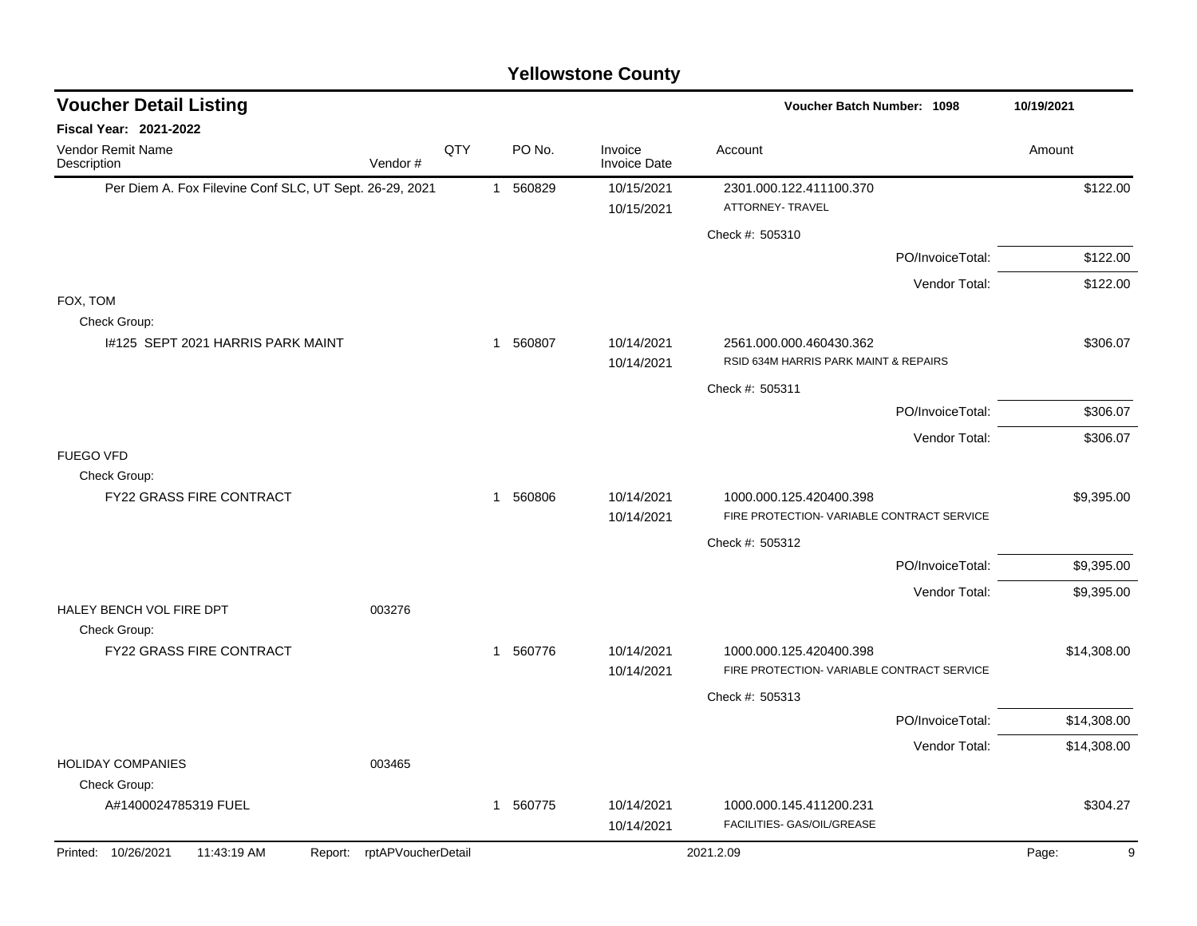# Yellowstone County

## Voucher Detail Listing

**Voucher Batch Number: 1098** — 10/19/2021

**Fiscal Year: 2021-2022**

| Vendor Remit Name / Description | Vendor # | QTY | PO No. | Invoice / Invoice Date | Account | Amount |
|---|---|---|---|---|---|---|
| Per Diem A. Fox Filevine Conf SLC, UT Sept. 26-29, 2021 | | 1 | 560829 | 10/15/2021<br>10/15/2021 | 2301.000.122.411100.370<br>ATTORNEY- TRAVEL | $122.00 |
| | | | | | Check #: 505310 | |
| | | | | | PO/InvoiceTotal: | $122.00 |
| | | | | | Vendor Total: | $122.00 |
| FOX, TOM | | | | | | |
| Check Group: | | | | | | |
| I#125 SEPT 2021 HARRIS PARK MAINT | | 1 | 560807 | 10/14/2021<br>10/14/2021 | 2561.000.000.460430.362<br>RSID 634M HARRIS PARK MAINT & REPAIRS | $306.07 |
| | | | | | Check #: 505311 | |
| | | | | | PO/InvoiceTotal: | $306.07 |
| | | | | | Vendor Total: | $306.07 |
| FUEGO VFD | | | | | | |
| Check Group: | | | | | | |
| FY22 GRASS FIRE CONTRACT | | 1 | 560806 | 10/14/2021<br>10/14/2021 | 1000.000.125.420400.398<br>FIRE PROTECTION- VARIABLE CONTRACT SERVICE | $9,395.00 |
| | | | | | Check #: 505312 | |
| | | | | | PO/InvoiceTotal: | $9,395.00 |
| | | | | | Vendor Total: | $9,395.00 |
| HALEY BENCH VOL FIRE DPT | 003276 | | | | | |
| Check Group: | | | | | | |
| FY22 GRASS FIRE CONTRACT | | 1 | 560776 | 10/14/2021<br>10/14/2021 | 1000.000.125.420400.398<br>FIRE PROTECTION- VARIABLE CONTRACT SERVICE | $14,308.00 |
| | | | | | Check #: 505313 | |
| | | | | | PO/InvoiceTotal: | $14,308.00 |
| | | | | | Vendor Total: | $14,308.00 |
| HOLIDAY COMPANIES | 003465 | | | | | |
| Check Group: | | | | | | |
| A#1400024785319 FUEL | | 1 | 560775 | 10/14/2021<br>10/14/2021 | 1000.000.145.411200.231<br>FACILITIES- GAS/OIL/GREASE | $304.27 |

Printed: 10/26/2021 11:43:19 AM Report: rptAPVoucherDetail 2021.2.09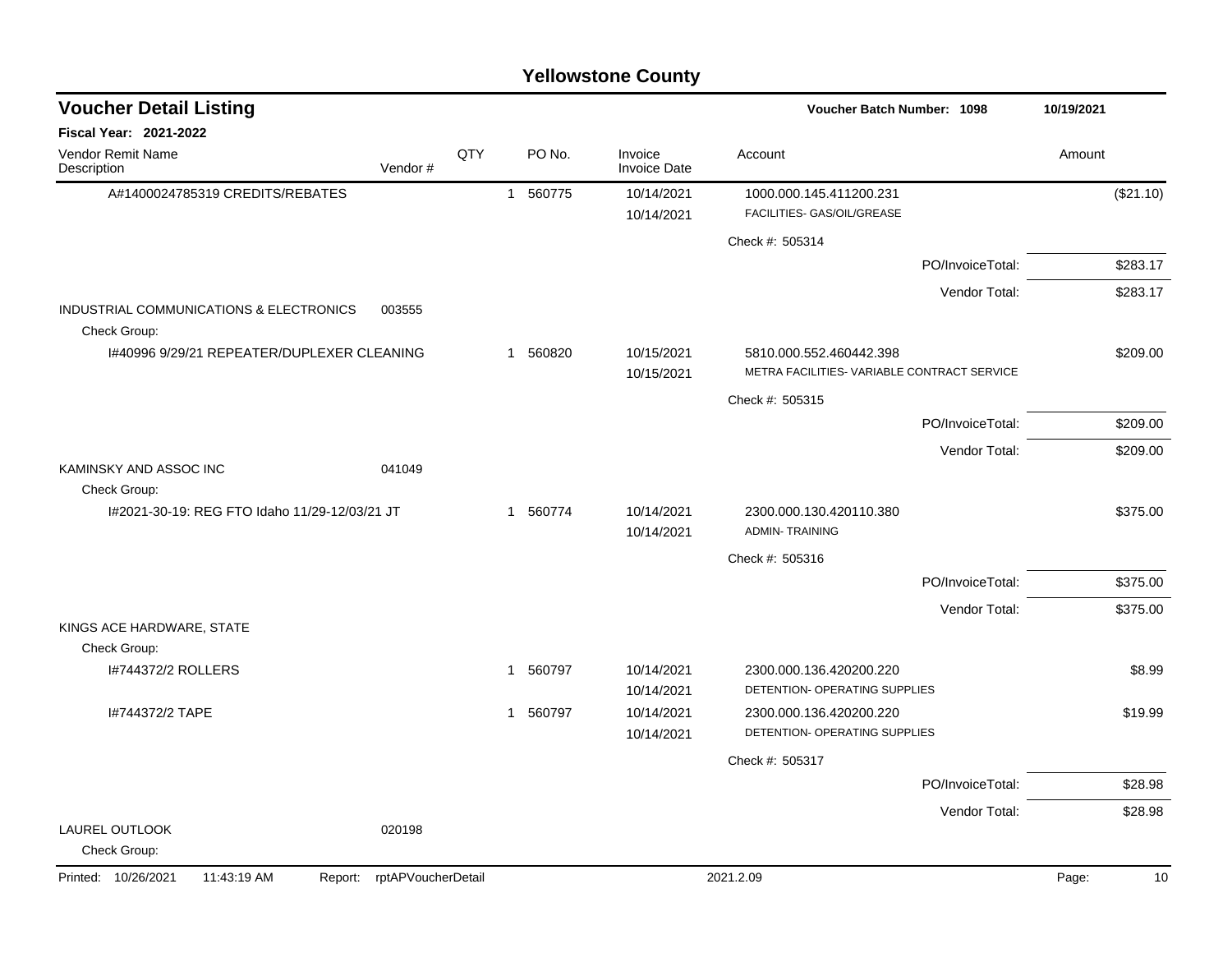# Yellowstone County

## Voucher Detail Listing

**Voucher Batch Number: 1098** 10/19/2021

**Fiscal Year: 2021-2022**

| Vendor Remit Name / Description | Vendor # | QTY | PO No. | Invoice / Invoice Date | Account | Amount |
|---|---|---|---|---|---|---|
| A#1400024785319 CREDITS/REBATES | | 1 | 560775 | 10/14/2021 / 10/14/2021 | 1000.000.145.411200.231 FACILITIES- GAS/OIL/GREASE | ($21.10) |
| | | | | | Check #: 505314 | |
| | | | | | PO/InvoiceTotal: | $283.17 |
| | | | | | Vendor Total: | $283.17 |
| INDUSTRIAL COMMUNICATIONS & ELECTRONICS | 003555 | | | | | |
| Check Group: | | | | | | |
| I#40996 9/29/21 REPEATER/DUPLEXER CLEANING | | 1 | 560820 | 10/15/2021 / 10/15/2021 | 5810.000.552.460442.398 METRA FACILITIES- VARIABLE CONTRACT SERVICE | $209.00 |
| | | | | | Check #: 505315 | |
| | | | | | PO/InvoiceTotal: | $209.00 |
| | | | | | Vendor Total: | $209.00 |
| KAMINSKY AND ASSOC INC | 041049 | | | | | |
| Check Group: | | | | | | |
| I#2021-30-19: REG FTO Idaho 11/29-12/03/21 JT | | 1 | 560774 | 10/14/2021 / 10/14/2021 | 2300.000.130.420110.380 ADMIN- TRAINING | $375.00 |
| | | | | | Check #: 505316 | |
| | | | | | PO/InvoiceTotal: | $375.00 |
| | | | | | Vendor Total: | $375.00 |
| KINGS ACE HARDWARE, STATE | | | | | | |
| Check Group: | | | | | | |
| I#744372/2 ROLLERS | | 1 | 560797 | 10/14/2021 / 10/14/2021 | 2300.000.136.420200.220 DETENTION- OPERATING SUPPLIES | $8.99 |
| I#744372/2 TAPE | | 1 | 560797 | 10/14/2021 / 10/14/2021 | 2300.000.136.420200.220 DETENTION- OPERATING SUPPLIES | $19.99 |
| | | | | | Check #: 505317 | |
| | | | | | PO/InvoiceTotal: | $28.98 |
| | | | | | Vendor Total: | $28.98 |
| LAUREL OUTLOOK | 020198 | | | | | |
| Check Group: | | | | | | |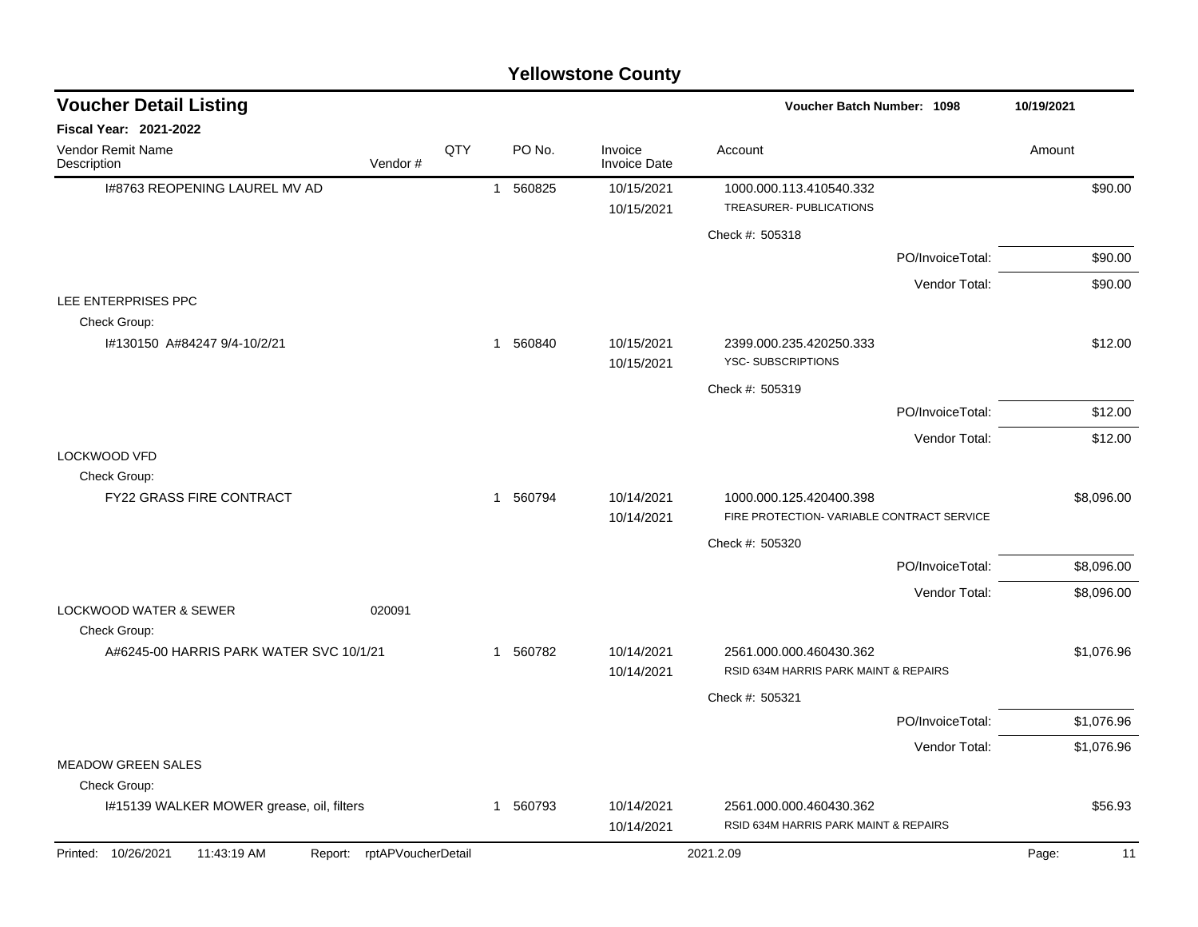# Yellowstone County

## Voucher Detail Listing

**Voucher Batch Number: 1098** 10/19/2021

**Fiscal Year: 2021-2022**

| Vendor Remit Name / Description | Vendor # | QTY | PO No. | Invoice / Invoice Date | Account | Amount |
|---|---|---|---|---|---|---|
| I#8763 REOPENING LAUREL MV AD | | 1 | 560825 | 10/15/2021<br>10/15/2021 | 1000.000.113.410540.332<br>TREASURER- PUBLICATIONS | $90.00 |
| | | | | | Check #: 505318 | |
| | | | | | PO/InvoiceTotal: | $90.00 |
| | | | | | Vendor Total: | $90.00 |
| LEE ENTERPRISES PPC | | | | | | |
| Check Group: | | | | | | |
| I#130150 A#84247 9/4-10/2/21 | | 1 | 560840 | 10/15/2021<br>10/15/2021 | 2399.000.235.420250.333<br>YSC- SUBSCRIPTIONS | $12.00 |
| | | | | | Check #: 505319 | |
| | | | | | PO/InvoiceTotal: | $12.00 |
| | | | | | Vendor Total: | $12.00 |
| LOCKWOOD VFD | | | | | | |
| Check Group: | | | | | | |
| FY22 GRASS FIRE CONTRACT | | 1 | 560794 | 10/14/2021<br>10/14/2021 | 1000.000.125.420400.398<br>FIRE PROTECTION- VARIABLE CONTRACT SERVICE | $8,096.00 |
| | | | | | Check #: 505320 | |
| | | | | | PO/InvoiceTotal: | $8,096.00 |
| | | | | | Vendor Total: | $8,096.00 |
| LOCKWOOD WATER & SEWER | 020091 | | | | | |
| Check Group: | | | | | | |
| A#6245-00 HARRIS PARK WATER SVC 10/1/21 | | 1 | 560782 | 10/14/2021<br>10/14/2021 | 2561.000.000.460430.362<br>RSID 634M HARRIS PARK MAINT & REPAIRS | $1,076.96 |
| | | | | | Check #: 505321 | |
| | | | | | PO/InvoiceTotal: | $1,076.96 |
| | | | | | Vendor Total: | $1,076.96 |
| MEADOW GREEN SALES | | | | | | |
| Check Group: | | | | | | |
| I#15139 WALKER MOWER grease, oil, filters | | 1 | 560793 | 10/14/2021<br>10/14/2021 | 2561.000.000.460430.362<br>RSID 634M HARRIS PARK MAINT & REPAIRS | $56.93 |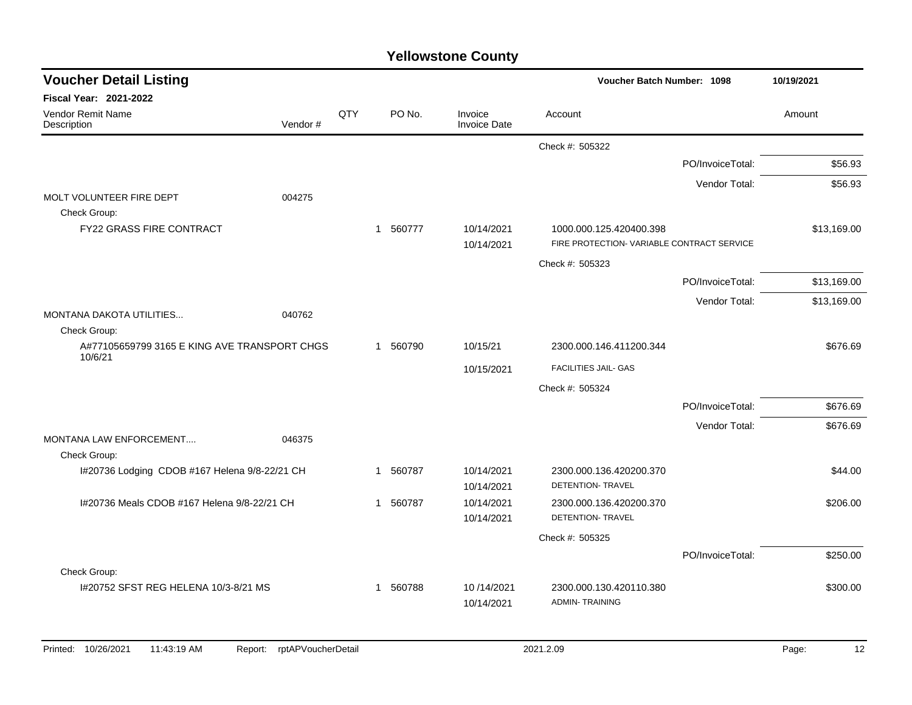# Yellowstone County

## Voucher Detail Listing

**Voucher Batch Number: 1098** — 10/19/2021

**Fiscal Year: 2021-2022**

| Vendor Remit Name / Description | Vendor # | QTY | PO No. | Invoice / Invoice Date | Account | Amount |
|---|---|---|---|---|---|---|
| | | | | | Check #: 505322 | |
| | | | | | PO/InvoiceTotal: | $56.93 |
| | | | | | Vendor Total: | $56.93 |
| MOLT VOLUNTEER FIRE DEPT | 004275 | | | | | |
| Check Group: | | | | | | |
| FY22 GRASS FIRE CONTRACT | | 1 | 560777 | 10/14/2021 / 10/14/2021 | 1000.000.125.420400.398 FIRE PROTECTION- VARIABLE CONTRACT SERVICE | $13,169.00 |
| | | | | | Check #: 505323 | |
| | | | | | PO/InvoiceTotal: | $13,169.00 |
| | | | | | Vendor Total: | $13,169.00 |
| MONTANA DAKOTA UTILITIES... | 040762 | | | | | |
| Check Group: | | | | | | |
| A#77105659799 3165 E KING AVE TRANSPORT CHGS 10/6/21 | | 1 | 560790 | 10/15/21 / 10/15/2021 | 2300.000.146.411200.344 FACILITIES JAIL- GAS | $676.69 |
| | | | | | Check #: 505324 | |
| | | | | | PO/InvoiceTotal: | $676.69 |
| | | | | | Vendor Total: | $676.69 |
| MONTANA LAW ENFORCEMENT.... | 046375 | | | | | |
| Check Group: | | | | | | |
| I#20736 Lodging CDOB #167 Helena 9/8-22/21 CH | | 1 | 560787 | 10/14/2021 / 10/14/2021 | 2300.000.136.420200.370 DETENTION- TRAVEL | $44.00 |
| I#20736 Meals CDOB #167 Helena 9/8-22/21 CH | | 1 | 560787 | 10/14/2021 / 10/14/2021 | 2300.000.136.420200.370 DETENTION- TRAVEL | $206.00 |
| | | | | | Check #: 505325 | |
| | | | | | PO/InvoiceTotal: | $250.00 |
| Check Group: | | | | | | |
| I#20752 SFST REG HELENA 10/3-8/21 MS | | 1 | 560788 | 10 /14/2021 / 10/14/2021 | 2300.000.130.420110.380 ADMIN- TRAINING | $300.00 |

Printed: 10/26/2021 11:43:19 AM Report: rptAPVoucherDetail 2021.2.09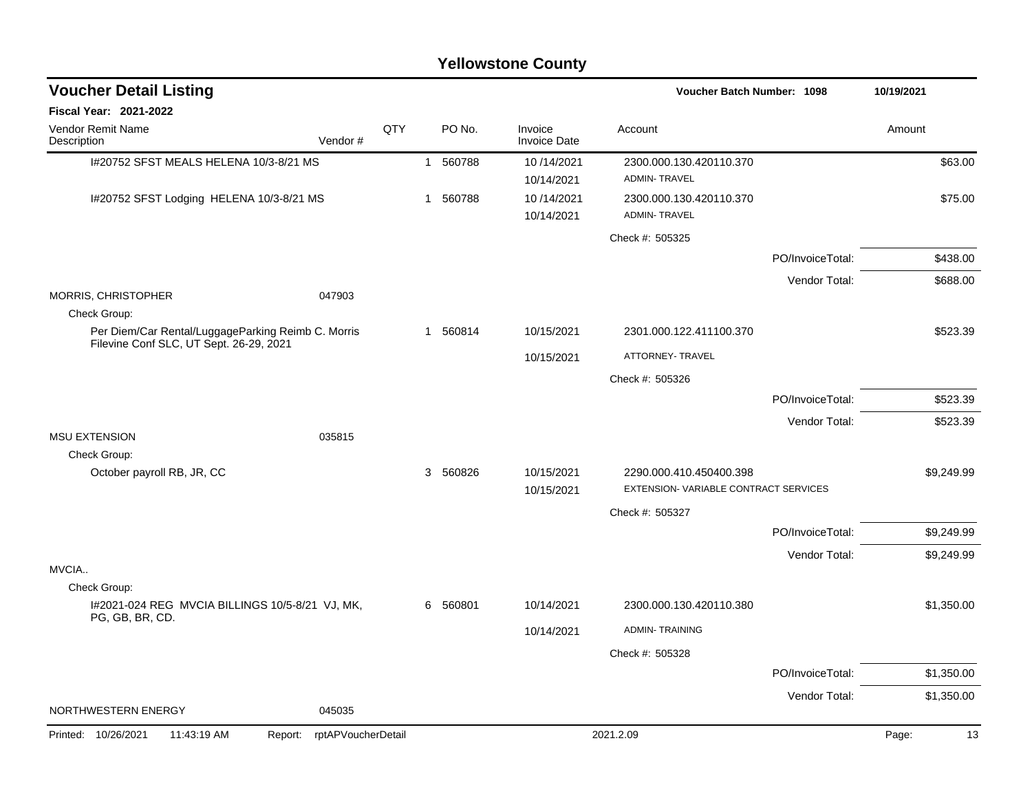# Yellowstone County

## Voucher Detail Listing

**Voucher Batch Number: 1098** — 10/19/2021

**Fiscal Year: 2021-2022**

| Vendor Remit Name / Description | Vendor # | QTY | PO No. | Invoice / Invoice Date | Account | Amount |
|---|---|---|---|---|---|---|
| I#20752 SFST MEALS HELENA 10/3-8/21 MS | | 1 | 560788 | 10 /14/2021<br>10/14/2021 | 2300.000.130.420110.370<br>ADMIN- TRAVEL | $63.00 |
| I#20752 SFST Lodging HELENA 10/3-8/21 MS | | 1 | 560788 | 10 /14/2021<br>10/14/2021 | 2300.000.130.420110.370<br>ADMIN- TRAVEL | $75.00 |
| | | | | | Check #: 505325 | |
| | | | | | PO/InvoiceTotal: | $438.00 |
| | | | | | Vendor Total: | $688.00 |
| MORRIS, CHRISTOPHER | 047903 | | | | | |
| Check Group: | | | | | | |
| Per Diem/Car Rental/LuggageParking Reimb C. Morris Filevine Conf SLC, UT Sept. 26-29, 2021 | | 1 | 560814 | 10/15/2021<br>10/15/2021 | 2301.000.122.411100.370<br>ATTORNEY- TRAVEL | $523.39 |
| | | | | | Check #: 505326 | |
| | | | | | PO/InvoiceTotal: | $523.39 |
| | | | | | Vendor Total: | $523.39 |
| MSU EXTENSION | 035815 | | | | | |
| Check Group: | | | | | | |
| October payroll RB, JR, CC | | 3 | 560826 | 10/15/2021<br>10/15/2021 | 2290.000.410.450400.398<br>EXTENSION- VARIABLE CONTRACT SERVICES | $9,249.99 |
| | | | | | Check #: 505327 | |
| | | | | | PO/InvoiceTotal: | $9,249.99 |
| | | | | | Vendor Total: | $9,249.99 |
| MVCIA.. | | | | | | |
| Check Group: | | | | | | |
| I#2021-024 REG MVCIA BILLINGS 10/5-8/21 VJ, MK, PG, GB, BR, CD. | | 6 | 560801 | 10/14/2021<br>10/14/2021 | 2300.000.130.420110.380<br>ADMIN- TRAINING | $1,350.00 |
| | | | | | Check #: 505328 | |
| | | | | | PO/InvoiceTotal: | $1,350.00 |
| | | | | | Vendor Total: | $1,350.00 |
| NORTHWESTERN ENERGY | 045035 | | | | | |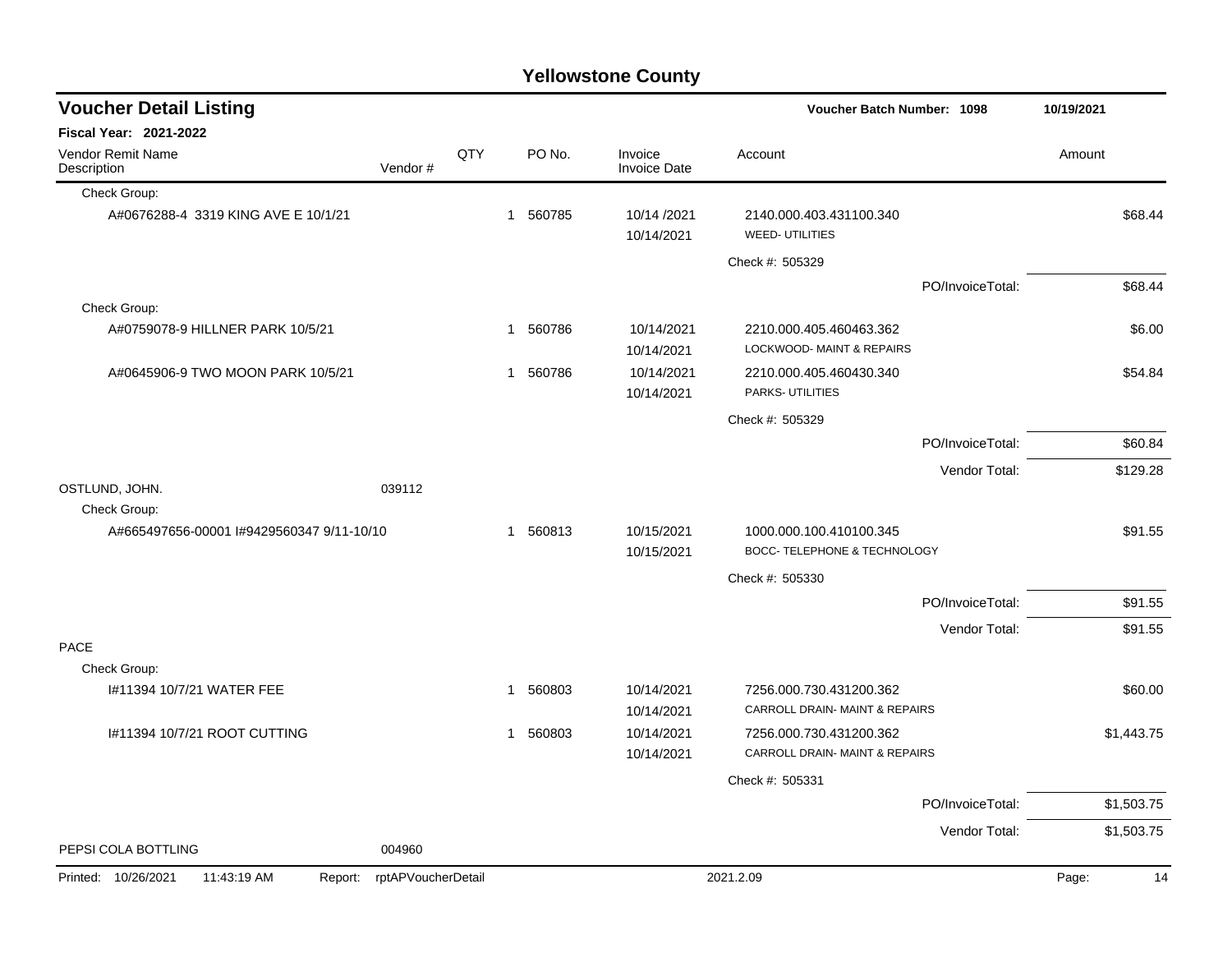# Yellowstone County

## Voucher Detail Listing

**Voucher Batch Number: 1098** — 10/19/2021

**Fiscal Year: 2021-2022**

| Vendor Remit Name / Description | Vendor # | QTY | PO No. | Invoice / Invoice Date | Account | Amount |
|---|---|---|---|---|---|---|
| Check Group: | | | | | | |
| A#0676288-4 3319 KING AVE E 10/1/21 | | 1 | 560785 | 10/14 /2021 / 10/14/2021 | 2140.000.403.431100.340 WEED- UTILITIES | $68.44 |
| | | | | | Check #: 505329 | |
| | | | | | PO/InvoiceTotal: | $68.44 |
| Check Group: | | | | | | |
| A#0759078-9 HILLNER PARK 10/5/21 | | 1 | 560786 | 10/14/2021 / 10/14/2021 | 2210.000.405.460463.362 LOCKWOOD- MAINT & REPAIRS | $6.00 |
| A#0645906-9 TWO MOON PARK 10/5/21 | | 1 | 560786 | 10/14/2021 / 10/14/2021 | 2210.000.405.460430.340 PARKS- UTILITIES | $54.84 |
| | | | | | Check #: 505329 | |
| | | | | | PO/InvoiceTotal: | $60.84 |
| | | | | | Vendor Total: | $129.28 |
| OSTLUND, JOHN. | 039112 | | | | | |
| Check Group: | | | | | | |
| A#665497656-00001 I#9429560347 9/11-10/10 | | 1 | 560813 | 10/15/2021 / 10/15/2021 | 1000.000.100.410100.345 BOCC- TELEPHONE & TECHNOLOGY | $91.55 |
| | | | | | Check #: 505330 | |
| | | | | | PO/InvoiceTotal: | $91.55 |
| | | | | | Vendor Total: | $91.55 |
| PACE | | | | | | |
| Check Group: | | | | | | |
| I#11394 10/7/21 WATER FEE | | 1 | 560803 | 10/14/2021 / 10/14/2021 | 7256.000.730.431200.362 CARROLL DRAIN- MAINT & REPAIRS | $60.00 |
| I#11394 10/7/21 ROOT CUTTING | | 1 | 560803 | 10/14/2021 / 10/14/2021 | 7256.000.730.431200.362 CARROLL DRAIN- MAINT & REPAIRS | $1,443.75 |
| | | | | | Check #: 505331 | |
| | | | | | PO/InvoiceTotal: | $1,503.75 |
| | | | | | Vendor Total: | $1,503.75 |
| PEPSI COLA BOTTLING | 004960 | | | | | |

Printed: 10/26/2021 11:43:19 AM Report: rptAPVoucherDetail 2021.2.09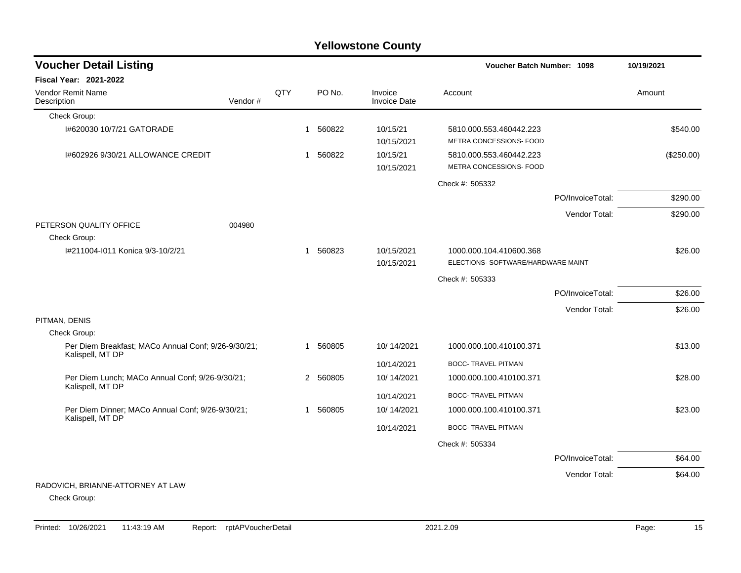# Yellowstone County

## Voucher Detail Listing

**Voucher Batch Number: 1098** — 10/19/2021

**Fiscal Year: 2021-2022**

| Vendor Remit Name / Description | Vendor # | QTY | PO No. | Invoice / Invoice Date | Account | Amount |
|---|---|---|---|---|---|---|
| Check Group: | | | | | | |
| I#620030 10/7/21 GATORADE | | 1 | 560822 | 10/15/21<br>10/15/2021 | 5810.000.553.460442.223<br>METRA CONCESSIONS- FOOD | $540.00 |
| I#602926 9/30/21 ALLOWANCE CREDIT | | 1 | 560822 | 10/15/21<br>10/15/2021 | 5810.000.553.460442.223<br>METRA CONCESSIONS- FOOD | ($250.00) |
| | | | | | Check #: 505332 | |
| | | | | | PO/InvoiceTotal: | $290.00 |
| | | | | | Vendor Total: | $290.00 |
| PETERSON QUALITY OFFICE | 004980 | | | | | |
| Check Group: | | | | | | |
| I#211004-I011 Konica 9/3-10/2/21 | | 1 | 560823 | 10/15/2021<br>10/15/2021 | 1000.000.104.410600.368<br>ELECTIONS- SOFTWARE/HARDWARE MAINT | $26.00 |
| | | | | | Check #: 505333 | |
| | | | | | PO/InvoiceTotal: | $26.00 |
| | | | | | Vendor Total: | $26.00 |
| PITMAN, DENIS | | | | | | |
| Check Group: | | | | | | |
| Per Diem Breakfast; MACo Annual Conf; 9/26-9/30/21; Kalispell, MT DP | | 1 | 560805 | 10/ 14/2021<br>10/14/2021 | 1000.000.100.410100.371<br>BOCC- TRAVEL PITMAN | $13.00 |
| Per Diem Lunch; MACo Annual Conf; 9/26-9/30/21; Kalispell, MT DP | | 2 | 560805 | 10/ 14/2021<br>10/14/2021 | 1000.000.100.410100.371<br>BOCC- TRAVEL PITMAN | $28.00 |
| Per Diem Dinner; MACo Annual Conf; 9/26-9/30/21; Kalispell, MT DP | | 1 | 560805 | 10/ 14/2021<br>10/14/2021 | 1000.000.100.410100.371<br>BOCC- TRAVEL PITMAN | $23.00 |
| | | | | | Check #: 505334 | |
| | | | | | PO/InvoiceTotal: | $64.00 |
| | | | | | Vendor Total: | $64.00 |
| RADOVICH, BRIANNE-ATTORNEY AT LAW | | | | | | |
| Check Group: | | | | | | |

Printed: 10/26/2021 11:43:19 AM Report: rptAPVoucherDetail 2021.2.09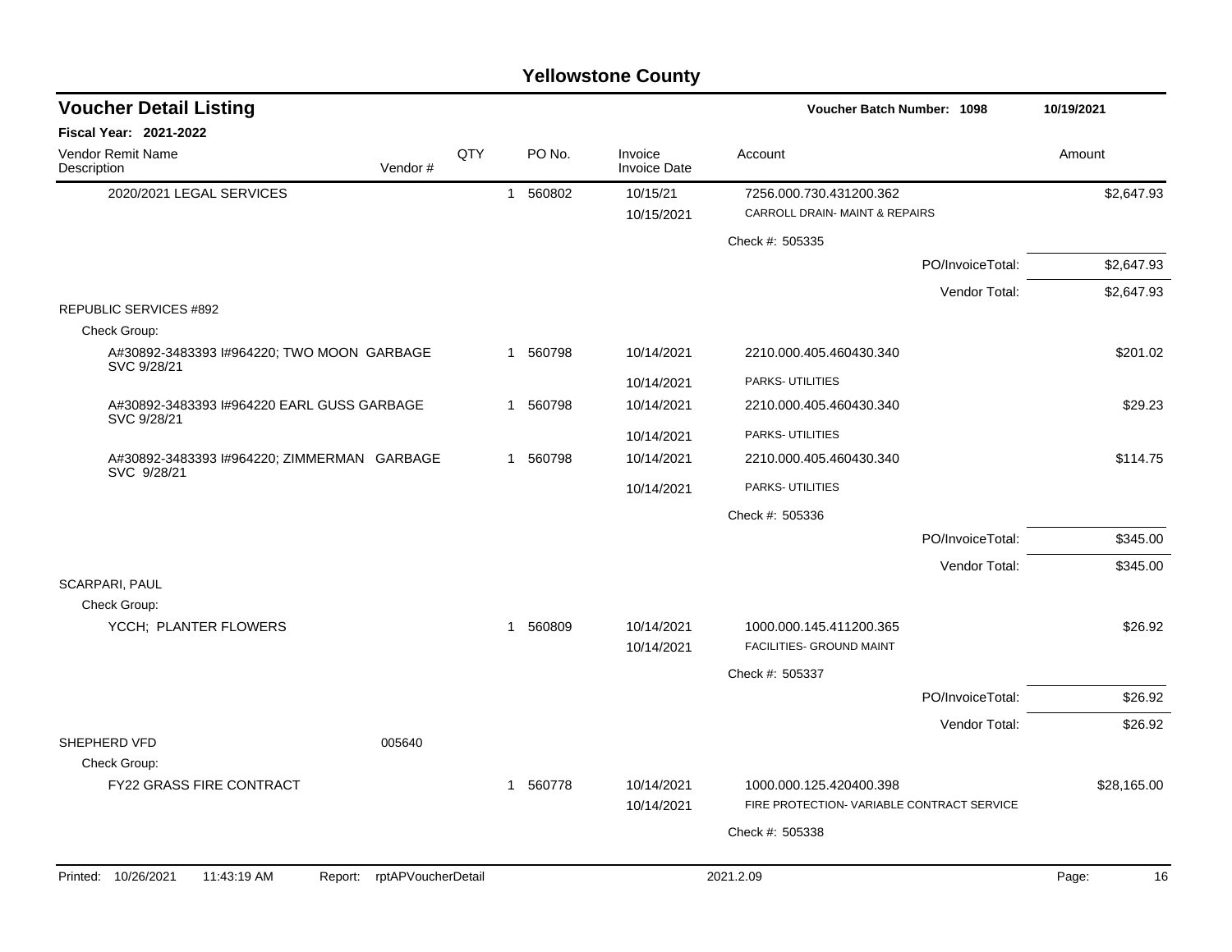# Yellowstone County

## Voucher Detail Listing

**Voucher Batch Number: 1098** 10/19/2021

**Fiscal Year: 2021-2022**

| Vendor Remit Name / Description | Vendor # | QTY | PO No. | Invoice / Invoice Date | Account | Amount |
|---|---|---|---|---|---|---|
| 2020/2021 LEGAL SERVICES | | 1 | 560802 | 10/15/21 | 7256.000.730.431200.362 | $2,647.93 |
| | | | | 10/15/2021 | CARROLL DRAIN- MAINT & REPAIRS | |
| | | | | | Check #: 505335 | |
| | | | | | PO/InvoiceTotal: | $2,647.93 |
| | | | | | Vendor Total: | $2,647.93 |
| REPUBLIC SERVICES #892 | | | | | | |
| Check Group: | | | | | | |
| A#30892-3483393 I#964220; TWO MOON GARBAGE SVC 9/28/21 | | 1 | 560798 | 10/14/2021 | 2210.000.405.460430.340 | $201.02 |
| | | | | 10/14/2021 | PARKS- UTILITIES | |
| A#30892-3483393 I#964220 EARL GUSS GARBAGE SVC 9/28/21 | | 1 | 560798 | 10/14/2021 | 2210.000.405.460430.340 | $29.23 |
| | | | | 10/14/2021 | PARKS- UTILITIES | |
| A#30892-3483393 I#964220; ZIMMERMAN GARBAGE SVC 9/28/21 | | 1 | 560798 | 10/14/2021 | 2210.000.405.460430.340 | $114.75 |
| | | | | 10/14/2021 | PARKS- UTILITIES | |
| | | | | | Check #: 505336 | |
| | | | | | PO/InvoiceTotal: | $345.00 |
| | | | | | Vendor Total: | $345.00 |
| SCARPARI, PAUL | | | | | | |
| Check Group: | | | | | | |
| YCCH; PLANTER FLOWERS | | 1 | 560809 | 10/14/2021 | 1000.000.145.411200.365 | $26.92 |
| | | | | 10/14/2021 | FACILITIES- GROUND MAINT | |
| | | | | | Check #: 505337 | |
| | | | | | PO/InvoiceTotal: | $26.92 |
| | | | | | Vendor Total: | $26.92 |
| SHEPHERD VFD | 005640 | | | | | |
| Check Group: | | | | | | |
| FY22 GRASS FIRE CONTRACT | | 1 | 560778 | 10/14/2021 | 1000.000.125.420400.398 | $28,165.00 |
| | | | | 10/14/2021 | FIRE PROTECTION- VARIABLE CONTRACT SERVICE | |
| | | | | | Check #: 505338 | |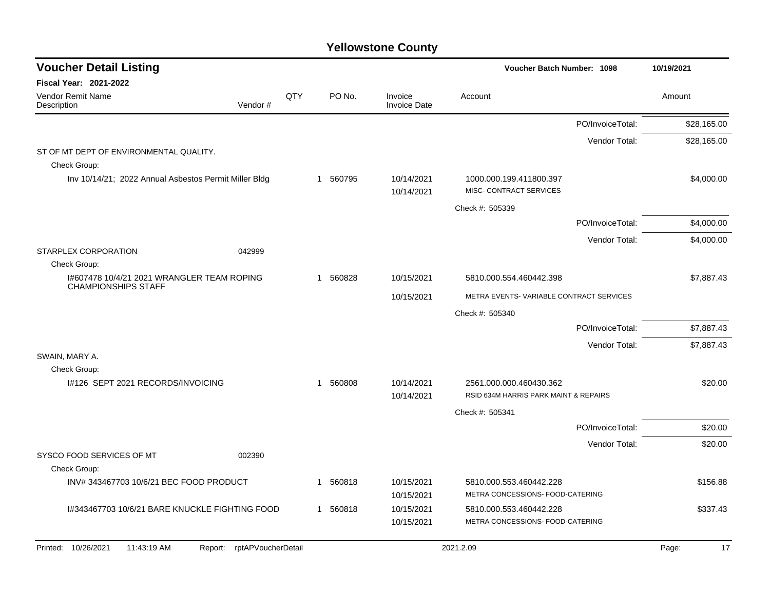# Yellowstone County

## Voucher Detail Listing

**Voucher Batch Number: 1098** — 10/19/2021

**Fiscal Year: 2021-2022**

| Vendor Remit Name / Description | Vendor # | QTY | PO No. | Invoice / Invoice Date | Account | Amount |
|---|---|---|---|---|---|---|
| | | | | | PO/InvoiceTotal: | $28,165.00 |
| | | | | | Vendor Total: | $28,165.00 |
| ST OF MT DEPT OF ENVIRONMENTAL QUALITY. | | | | | | |
| Check Group: | | | | | | |
| Inv 10/14/21; 2022 Annual Asbestos Permit Miller Bldg | | 1 | 560795 | 10/14/2021<br>10/14/2021 | 1000.000.199.411800.397<br>MISC- CONTRACT SERVICES | $4,000.00 |
| | | | | | Check #: 505339 | |
| | | | | | PO/InvoiceTotal: | $4,000.00 |
| | | | | | Vendor Total: | $4,000.00 |
| STARPLEX CORPORATION | 042999 | | | | | |
| Check Group: | | | | | | |
| I#607478 10/4/21 2021 WRANGLER TEAM ROPING CHAMPIONSHIPS STAFF | | 1 | 560828 | 10/15/2021<br>10/15/2021 | 5810.000.554.460442.398<br>METRA EVENTS- VARIABLE CONTRACT SERVICES | $7,887.43 |
| | | | | | Check #: 505340 | |
| | | | | | PO/InvoiceTotal: | $7,887.43 |
| | | | | | Vendor Total: | $7,887.43 |
| SWAIN, MARY A. | | | | | | |
| Check Group: | | | | | | |
| I#126 SEPT 2021 RECORDS/INVOICING | | 1 | 560808 | 10/14/2021<br>10/14/2021 | 2561.000.000.460430.362<br>RSID 634M HARRIS PARK MAINT & REPAIRS | $20.00 |
| | | | | | Check #: 505341 | |
| | | | | | PO/InvoiceTotal: | $20.00 |
| | | | | | Vendor Total: | $20.00 |
| SYSCO FOOD SERVICES OF MT | 002390 | | | | | |
| Check Group: | | | | | | |
| INV# 343467703 10/6/21 BEC FOOD PRODUCT | | 1 | 560818 | 10/15/2021<br>10/15/2021 | 5810.000.553.460442.228<br>METRA CONCESSIONS- FOOD-CATERING | $156.88 |
| I#343467703 10/6/21 BARE KNUCKLE FIGHTING FOOD | | 1 | 560818 | 10/15/2021<br>10/15/2021 | 5810.000.553.460442.228<br>METRA CONCESSIONS- FOOD-CATERING | $337.43 |

Printed: 10/26/2021 11:43:19 AM Report: rptAPVoucherDetail 2021.2.09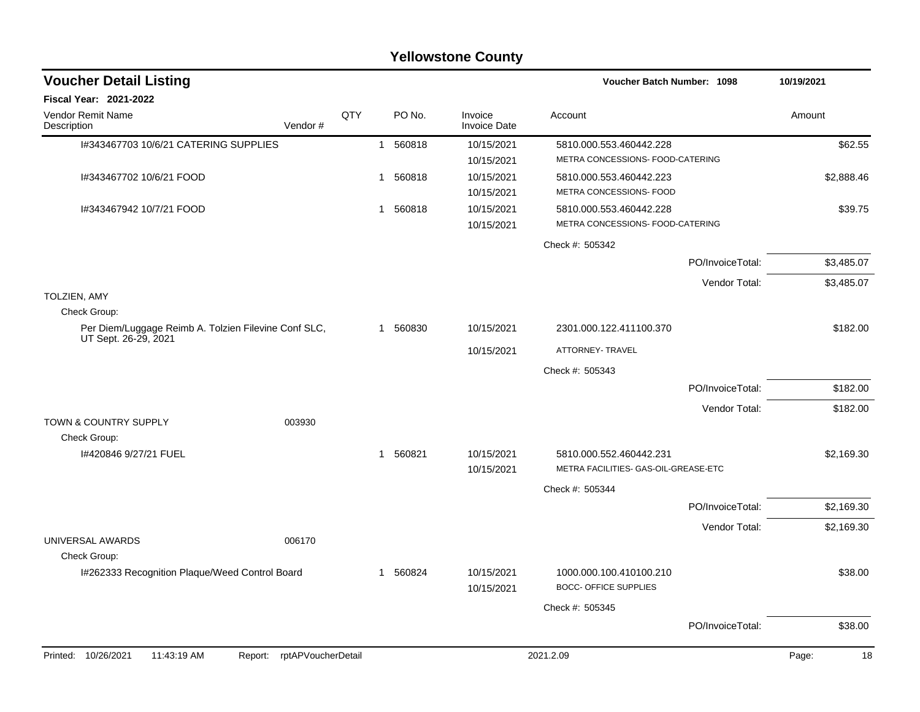# Yellowstone County

## Voucher Detail Listing

**Voucher Batch Number: 1098** 10/19/2021

**Fiscal Year: 2021-2022**

| Vendor Remit Name / Description | Vendor # | QTY | PO No. | Invoice / Invoice Date | Account | Amount |
|---|---|---|---|---|---|---|
| I#343467703 10/6/21 CATERING SUPPLIES | | 1 | 560818 | 10/15/2021 | 5810.000.553.460442.228 | $62.55 |
| | | | | 10/15/2021 | METRA CONCESSIONS- FOOD-CATERING | |
| I#343467702 10/6/21 FOOD | | 1 | 560818 | 10/15/2021 | 5810.000.553.460442.223 | $2,888.46 |
| | | | | 10/15/2021 | METRA CONCESSIONS- FOOD | |
| I#343467942 10/7/21 FOOD | | 1 | 560818 | 10/15/2021 | 5810.000.553.460442.228 | $39.75 |
| | | | | 10/15/2021 | METRA CONCESSIONS- FOOD-CATERING | |
| | | | | | Check #: 505342 | |
| | | | | | PO/InvoiceTotal: | $3,485.07 |
| | | | | | Vendor Total: | $3,485.07 |
| TOLZIEN, AMY | | | | | | |
| Check Group: | | | | | | |
| Per Diem/Luggage Reimb A. Tolzien Filevine Conf SLC, UT Sept. 26-29, 2021 | | 1 | 560830 | 10/15/2021 | 2301.000.122.411100.370 | $182.00 |
| | | | | 10/15/2021 | ATTORNEY- TRAVEL | |
| | | | | | Check #: 505343 | |
| | | | | | PO/InvoiceTotal: | $182.00 |
| | | | | | Vendor Total: | $182.00 |
| TOWN & COUNTRY SUPPLY | 003930 | | | | | |
| Check Group: | | | | | | |
| I#420846 9/27/21 FUEL | | 1 | 560821 | 10/15/2021 | 5810.000.552.460442.231 | $2,169.30 |
| | | | | 10/15/2021 | METRA FACILITIES- GAS-OIL-GREASE-ETC | |
| | | | | | Check #: 505344 | |
| | | | | | PO/InvoiceTotal: | $2,169.30 |
| | | | | | Vendor Total: | $2,169.30 |
| UNIVERSAL AWARDS | 006170 | | | | | |
| Check Group: | | | | | | |
| I#262333 Recognition Plaque/Weed Control Board | | 1 | 560824 | 10/15/2021 | 1000.000.100.410100.210 | $38.00 |
| | | | | 10/15/2021 | BOCC- OFFICE SUPPLIES | |
| | | | | | Check #: 505345 | |
| | | | | | PO/InvoiceTotal: | $38.00 |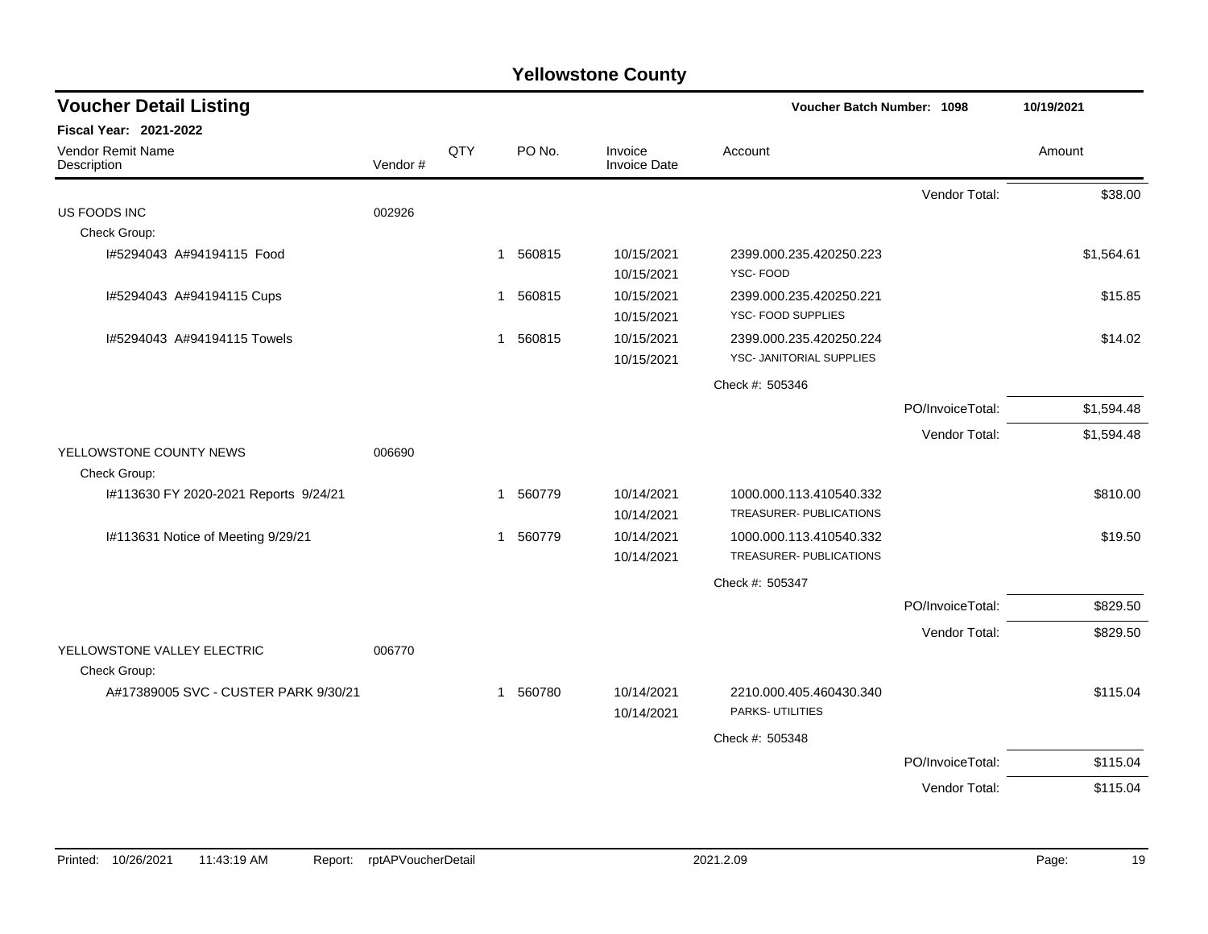# Yellowstone County

## Voucher Detail Listing

**Voucher Batch Number: 1098** — 10/19/2021

**Fiscal Year: 2021-2022**

| Vendor Remit Name / Description | Vendor # | QTY | PO No. | Invoice / Invoice Date | Account | | Amount |
|---|---|---|---|---|---|---|---|
| | | | | | | Vendor Total: | $38.00 |
| US FOODS INC | 002926 | | | | | | |
| Check Group: | | | | | | | |
| I#5294043 A#94194115 Food | | 1 | 560815 | 10/15/2021 / 10/15/2021 | 2399.000.235.420250.223 YSC- FOOD | | $1,564.61 |
| I#5294043 A#94194115 Cups | | 1 | 560815 | 10/15/2021 / 10/15/2021 | 2399.000.235.420250.221 YSC- FOOD SUPPLIES | | $15.85 |
| I#5294043 A#94194115 Towels | | 1 | 560815 | 10/15/2021 / 10/15/2021 | 2399.000.235.420250.224 YSC- JANITORIAL SUPPLIES | | $14.02 |
| | | | | | Check #: 505346 | | |
| | | | | | | PO/InvoiceTotal: | $1,594.48 |
| | | | | | | Vendor Total: | $1,594.48 |
| YELLOWSTONE COUNTY NEWS | 006690 | | | | | | |
| Check Group: | | | | | | | |
| I#113630 FY 2020-2021 Reports 9/24/21 | | 1 | 560779 | 10/14/2021 / 10/14/2021 | 1000.000.113.410540.332 TREASURER- PUBLICATIONS | | $810.00 |
| I#113631 Notice of Meeting 9/29/21 | | 1 | 560779 | 10/14/2021 / 10/14/2021 | 1000.000.113.410540.332 TREASURER- PUBLICATIONS | | $19.50 |
| | | | | | Check #: 505347 | | |
| | | | | | | PO/InvoiceTotal: | $829.50 |
| | | | | | | Vendor Total: | $829.50 |
| YELLOWSTONE VALLEY ELECTRIC | 006770 | | | | | | |
| Check Group: | | | | | | | |
| A#17389005 SVC - CUSTER PARK 9/30/21 | | 1 | 560780 | 10/14/2021 / 10/14/2021 | 2210.000.405.460430.340 PARKS- UTILITIES | | $115.04 |
| | | | | | Check #: 505348 | | |
| | | | | | | PO/InvoiceTotal: | $115.04 |
| | | | | | | Vendor Total: | $115.04 |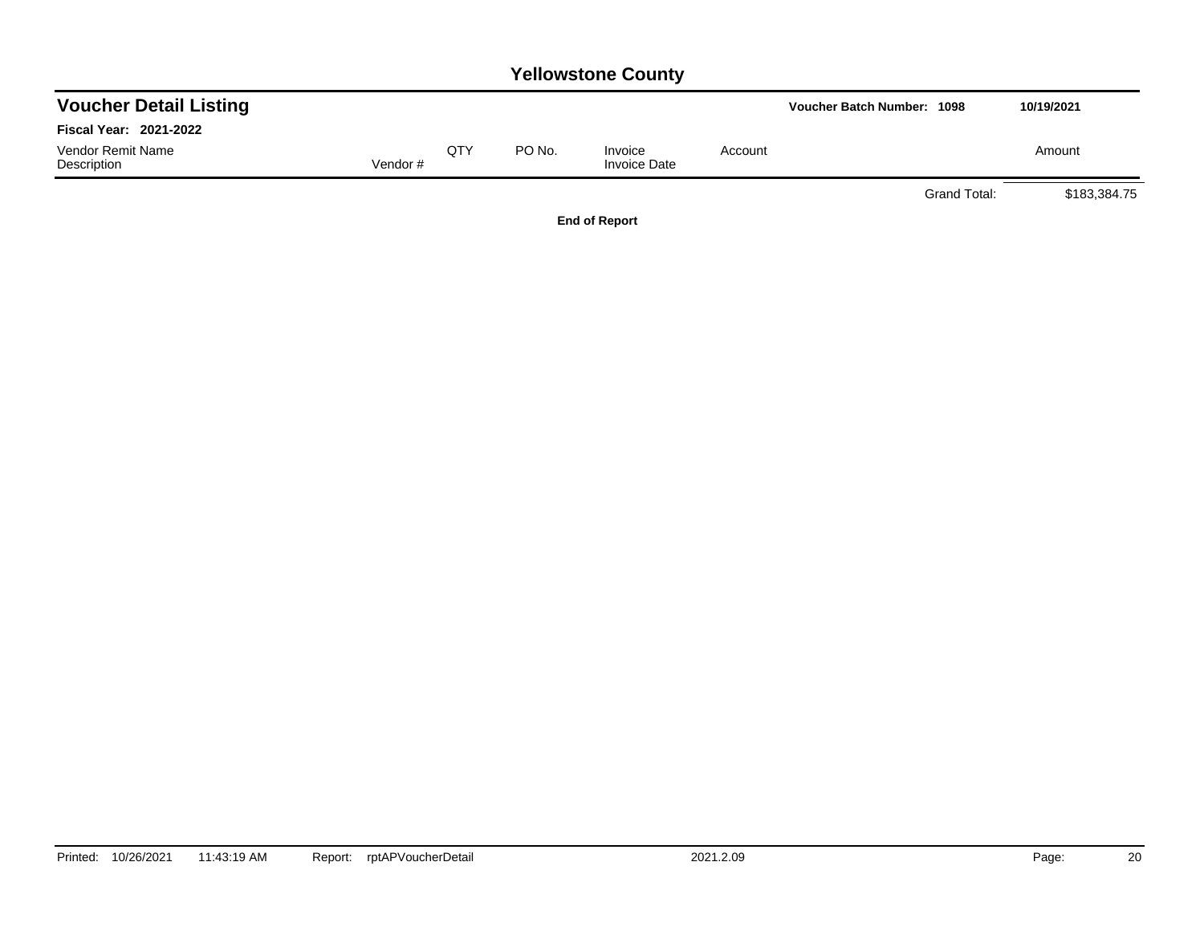# Yellowstone County

## Voucher Detail Listing

**Voucher Batch Number: 1098** **10/19/2021**

**Fiscal Year: 2021-2022**

| Vendor Remit Name<br>Description | Vendor # | QTY | PO No. | Invoice<br>Invoice Date | Account | Amount |
|---|---|---|---|---|---|---|
| | | | | | Grand Total: | $183,384.75 |

**End of Report**